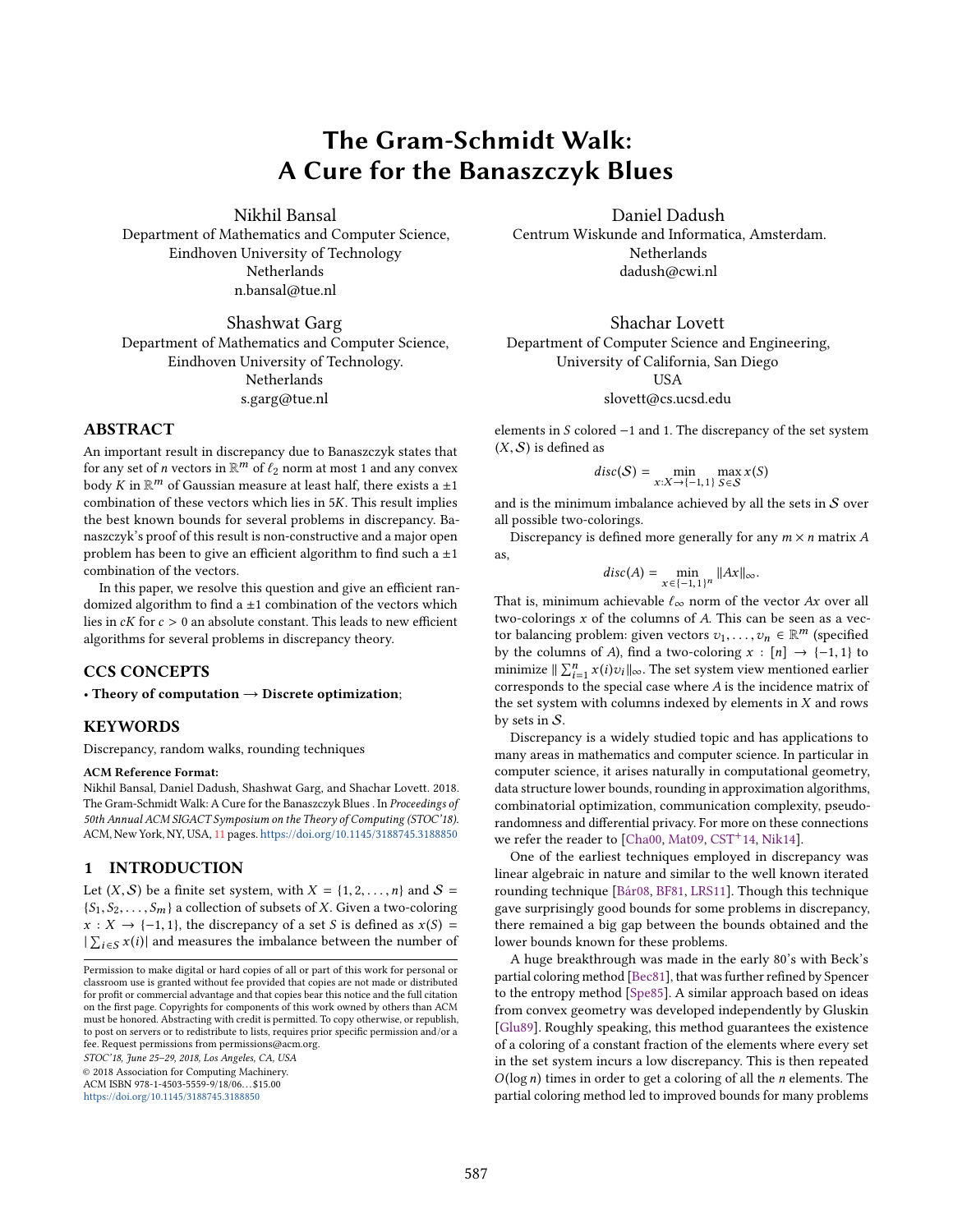# The Gram-Schmidt Walk: A Cure for the Banaszczyk Blues

Nikhil Bansal
Department of Mathematics and Computer Science, Eindhoven University of Technology
Netherlands
n.bansal@tue.nl

Daniel Dadush
Centrum Wiskunde and Informatica, Amsterdam.
Netherlands
dadush@cwi.nl

Shashwat Garg
Department of Mathematics and Computer Science, Eindhoven University of Technology.
Netherlands
s.garg@tue.nl

Shachar Lovett
Department of Computer Science and Engineering, University of California, San Diego
USA
slovett@cs.ucsd.edu

## ABSTRACT

An important result in discrepancy due to Banaszczyk states that for any set of $n$ vectors in $\mathbb{R}^m$ of $\ell_2$ norm at most 1 and any convex body $K$ in $\mathbb{R}^m$ of Gaussian measure at least half, there exists a $\pm 1$ combination of these vectors which lies in $5K$. This result implies the best known bounds for several problems in discrepancy. Banaszczyk's proof of this result is non-constructive and a major open problem has been to give an efficient algorithm to find such a $\pm 1$ combination of the vectors.

In this paper, we resolve this question and give an efficient randomized algorithm to find a $\pm 1$ combination of the vectors which lies in $cK$ for $c > 0$ an absolute constant. This leads to new efficient algorithms for several problems in discrepancy theory.

## CCS CONCEPTS

• **Theory of computation → Discrete optimization**;

## KEYWORDS

Discrepancy, random walks, rounding techniques

**ACM Reference Format:**

Nikhil Bansal, Daniel Dadush, Shashwat Garg, and Shachar Lovett. 2018. The Gram-Schmidt Walk: A Cure for the Banaszczyk Blues . In *Proceedings of 50th Annual ACM SIGACT Symposium on the Theory of Computing (STOC'18).* ACM, New York, NY, USA, 11 pages. https://doi.org/10.1145/3188745.3188850

## 1 INTRODUCTION

Let $(X, \mathcal{S})$ be a finite set system, with $X = \{1, 2, \ldots, n\}$ and $\mathcal{S} = \{S_1, S_2, \ldots, S_m\}$ a collection of subsets of $X$. Given a two-coloring $x : X \rightarrow \{-1, 1\}$, the discrepancy of a set $S$ is defined as $x(S) = |\sum_{i \in S} x(i)|$ and measures the imbalance between the number of elements in $S$ colored $-1$ and 1. The discrepancy of the set system $(X, \mathcal{S})$ is defined as

$$disc(\mathcal{S}) = \min_{x : X \rightarrow \{-1,1\}} \max_{S \in \mathcal{S}} x(S)$$

and is the minimum imbalance achieved by all the sets in $\mathcal{S}$ over all possible two-colorings.

Discrepancy is defined more generally for any $m \times n$ matrix $A$ as,

$$disc(A) = \min_{x \in \{-1,1\}^n} \|Ax\|_\infty.$$

That is, minimum achievable $\ell_\infty$ norm of the vector $Ax$ over all two-colorings $x$ of the columns of $A$. This can be seen as a vector balancing problem: given vectors $v_1, \ldots, v_n \in \mathbb{R}^m$ (specified by the columns of $A$), find a two-coloring $x : [n] \rightarrow \{-1, 1\}$ to minimize $\| \sum_{i=1}^n x(i) v_i \|_\infty$. The set system view mentioned earlier corresponds to the special case where $A$ is the incidence matrix of the set system with columns indexed by elements in $X$ and rows by sets in $\mathcal{S}$.

Discrepancy is a widely studied topic and has applications to many areas in mathematics and computer science. In particular in computer science, it arises naturally in computational geometry, data structure lower bounds, rounding in approximation algorithms, combinatorial optimization, communication complexity, pseudo-randomness and differential privacy. For more on these connections we refer the reader to [Cha00, Mat09, CST+14, Nik14].

One of the earliest techniques employed in discrepancy was linear algebraic in nature and similar to the well known iterated rounding technique [Bár08, BF81, LRS11]. Though this technique gave surprisingly good bounds for some problems in discrepancy, there remained a big gap between the bounds obtained and the lower bounds known for these problems.

A huge breakthrough was made in the early 80's with Beck's partial coloring method [Bec81], that was further refined by Spencer to the entropy method [Spe85]. A similar approach based on ideas from convex geometry was developed independently by Gluskin [Glu89]. Roughly speaking, this method guarantees the existence of a coloring of a constant fraction of the elements where every set in the set system incurs a low discrepancy. This is then repeated $O(\log n)$ times in order to get a coloring of all the $n$ elements. The partial coloring method led to improved bounds for many problems

Permission to make digital or hard copies of all or part of this work for personal or classroom use is granted without fee provided that copies are not made or distributed for profit or commercial advantage and that copies bear this notice and the full citation on the first page. Copyrights for components of this work owned by others than ACM must be honored. Abstracting with credit is permitted. To copy otherwise, or republish, to post on servers or to redistribute to lists, requires prior specific permission and/or a fee. Request permissions from permissions@acm.org.
*STOC'18, June 25–29, 2018, Los Angeles, CA, USA*
© 2018 Association for Computing Machinery.
ACM ISBN 978-1-4503-5559-9/18/06...$15.00
https://doi.org/10.1145/3188745.3188850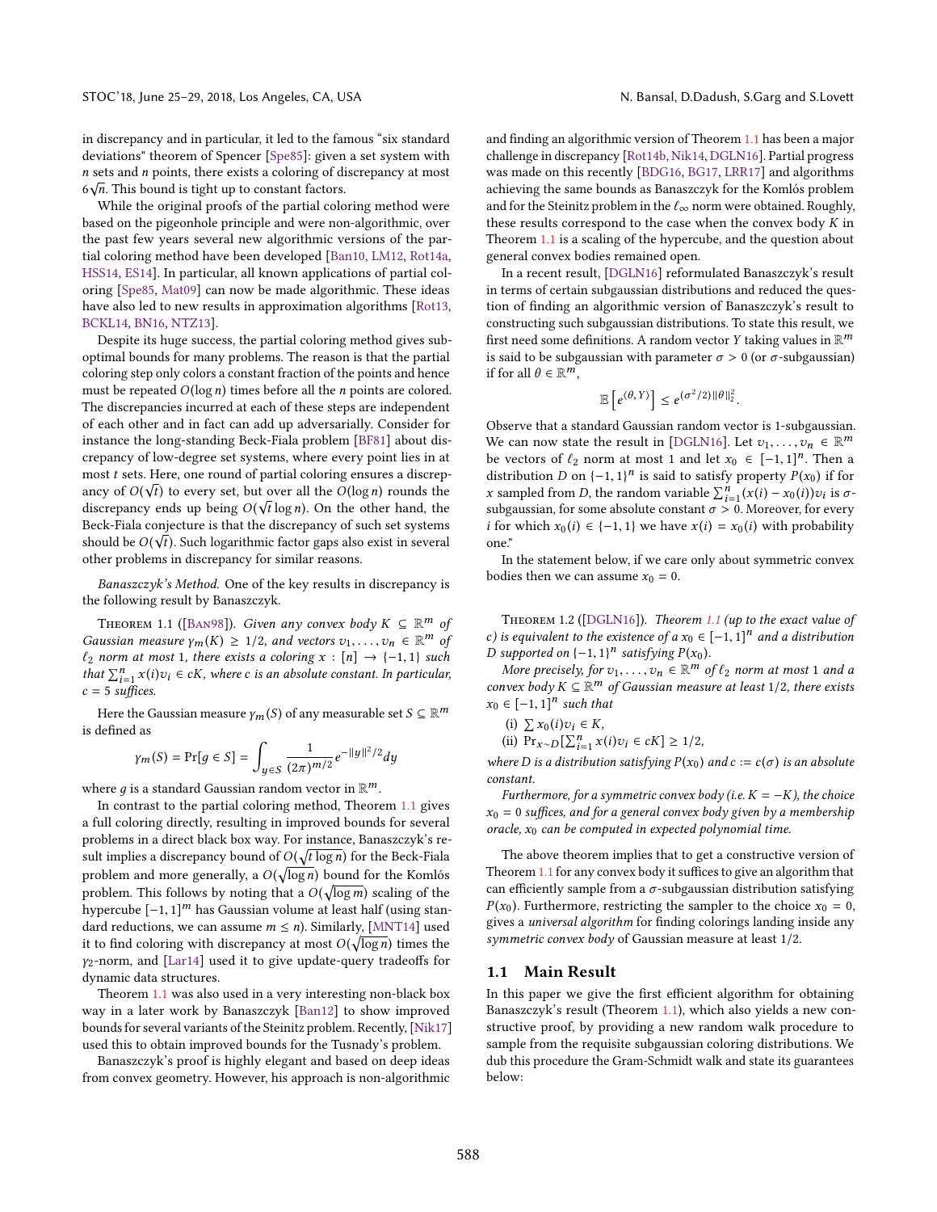in discrepancy and in particular, it led to the famous "six standard deviations" theorem of Spencer [Spe85]: given a set system with $n$ sets and $n$ points, there exists a coloring of discrepancy at most $6\sqrt{n}$. This bound is tight up to constant factors.

While the original proofs of the partial coloring method were based on the pigeonhole principle and were non-algorithmic, over the past few years several new algorithmic versions of the partial coloring method have been developed [Ban10, LM12, Rot14a, HSS14, ES14]. In particular, all known applications of partial coloring [Spe85, Mat09] can now be made algorithmic. These ideas have also led to new results in approximation algorithms [Rot13, BCKL14, BN16, NTZ13].

Despite its huge success, the partial coloring method gives suboptimal bounds for many problems. The reason is that the partial coloring step only colors a constant fraction of the points and hence must be repeated $O(\log n)$ times before all the $n$ points are colored. The discrepancies incurred at each of these steps are independent of each other and in fact can add up adversarially. Consider for instance the long-standing Beck-Fiala problem [BF81] about discrepancy of low-degree set systems, where every point lies in at most $t$ sets. Here, one round of partial coloring ensures a discrepancy of $O(\sqrt{t})$ to every set, but over all the $O(\log n)$ rounds the discrepancy ends up being $O(\sqrt{t}\log n)$. On the other hand, the Beck-Fiala conjecture is that the discrepancy of such set systems should be $O(\sqrt{t})$. Such logarithmic factor gaps also exist in several other problems in discrepancy for similar reasons.

*Banaszczyk's Method.* One of the key results in discrepancy is the following result by Banaszczyk.

Theorem 1.1 ([Ban98]). *Given any convex body $K \subseteq \mathbb{R}^m$ of Gaussian measure $\gamma_m(K) \geq 1/2$, and vectors $v_1, \ldots, v_n \in \mathbb{R}^m$ of $\ell_2$ norm at most 1, there exists a coloring $x : [n] \to \{-1, 1\}$ such that $\sum_{i=1}^n x(i)v_i \in cK$, where $c$ is an absolute constant. In particular, $c = 5$ suffices.*

Here the Gaussian measure $\gamma_m(S)$ of any measurable set $S \subseteq \mathbb{R}^m$ is defined as

$$\gamma_m(S) = \Pr[g \in S] = \int_{y \in S} \frac{1}{(2\pi)^{m/2}} e^{-\|y\|^2/2} dy$$

where $g$ is a standard Gaussian random vector in $\mathbb{R}^m$.

In contrast to the partial coloring method, Theorem 1.1 gives a full coloring directly, resulting in improved bounds for several problems in a direct black box way. For instance, Banaszczyk's result implies a discrepancy bound of $O(\sqrt{t\log n})$ for the Beck-Fiala problem and more generally, a $O(\sqrt{\log n})$ bound for the Komlós problem. This follows by noting that a $O(\sqrt{\log m})$ scaling of the hypercube $[-1, 1]^m$ has Gaussian volume at least half (using standard reductions, we can assume $m \leq n$). Similarly, [MNT14] used it to find coloring with discrepancy at most $O(\sqrt{\log n})$ times the $\gamma_2$-norm, and [Lar14] used it to give update-query tradeoffs for dynamic data structures.

Theorem 1.1 was also used in a very interesting non-black box way in a later work by Banaszczyk [Ban12] to show improved bounds for several variants of the Steinitz problem. Recently, [Nik17] used this to obtain improved bounds for the Tusnady's problem.

Banaszczyk's proof is highly elegant and based on deep ideas from convex geometry. However, his approach is non-algorithmic and finding an algorithmic version of Theorem 1.1 has been a major challenge in discrepancy [Rot14b, Nik14, DGLN16]. Partial progress was made on this recently [BDG16, BG17, LRR17] and algorithms achieving the same bounds as Banaszczyk for the Komlós problem and for the Steinitz problem in the $\ell_\infty$ norm were obtained. Roughly, these results correspond to the case when the convex body $K$ in Theorem 1.1 is a scaling of the hypercube, and the question about general convex bodies remained open.

In a recent result, [DGLN16] reformulated Banaszczyk's result in terms of certain subgaussian distributions and reduced the question of finding an algorithmic version of Banaszczyk's result to constructing such subgaussian distributions. To state this result, we first need some definitions. A random vector $Y$ taking values in $\mathbb{R}^m$ is said to be subgaussian with parameter $\sigma > 0$ (or $\sigma$-subgaussian) if for all $\theta \in \mathbb{R}^m$,

$$\mathbb{E}\left[e^{\langle\theta, Y\rangle}\right] \leq e^{(\sigma^2/2)\|\theta\|_2^2}.$$

Observe that a standard Gaussian random vector is 1-subgaussian. We can now state the result in [DGLN16]. Let $v_1, \ldots, v_n \in \mathbb{R}^m$ be vectors of $\ell_2$ norm at most 1 and let $x_0 \in [-1, 1]^n$. Then a distribution $D$ on $\{-1, 1\}^n$ is said to satisfy property $P(x_0)$ if for $x$ sampled from $D$, the random variable $\sum_{i=1}^n (x(i) - x_0(i))v_i$ is $\sigma$-subgaussian, for some absolute constant $\sigma > 0$. Moreover, for every $i$ for which $x_0(i) \in \{-1, 1\}$ we have $x(i) = x_0(i)$ with probability one."

In the statement below, if we care only about symmetric convex bodies then we can assume $x_0 = 0$.

Theorem 1.2 ([DGLN16]). *Theorem 1.1 (up to the exact value of $c$) is equivalent to the existence of a $x_0 \in [-1, 1]^n$ and a distribution $D$ supported on $\{-1, 1\}^n$ satisfying $P(x_0)$.*

*More precisely, for $v_1, \ldots, v_n \in \mathbb{R}^m$ of $\ell_2$ norm at most 1 and a convex body $K \subseteq \mathbb{R}^m$ of Gaussian measure at least $1/2$, there exists $x_0 \in [-1, 1]^n$ such that*

(i) $\sum x_0(i)v_i \in K$,

(ii) $\Pr_{x\sim D}[\sum_{i=1}^n x(i)v_i \in cK] \geq 1/2$,

*where $D$ is a distribution satisfying $P(x_0)$ and $c := c(\sigma)$ is an absolute constant.*

*Furthermore, for a symmetric convex body (i.e. $K = -K$), the choice $x_0 = 0$ suffices, and for a general convex body given by a membership oracle, $x_0$ can be computed in expected polynomial time.*

The above theorem implies that to get a constructive version of Theorem 1.1 for any convex body it suffices to give an algorithm that can efficiently sample from a $\sigma$-subgaussian distribution satisfying $P(x_0)$. Furthermore, restricting the sampler to the choice $x_0 = 0$, gives a *universal algorithm* for finding colorings landing inside any *symmetric convex body* of Gaussian measure at least $1/2$.

## 1.1 Main Result

In this paper we give the first efficient algorithm for obtaining Banaszczyk's result (Theorem 1.1), which also yields a new constructive proof, by providing a new random walk procedure to sample from the requisite subgaussian coloring distributions. We dub this procedure the Gram-Schmidt walk and state its guarantees below: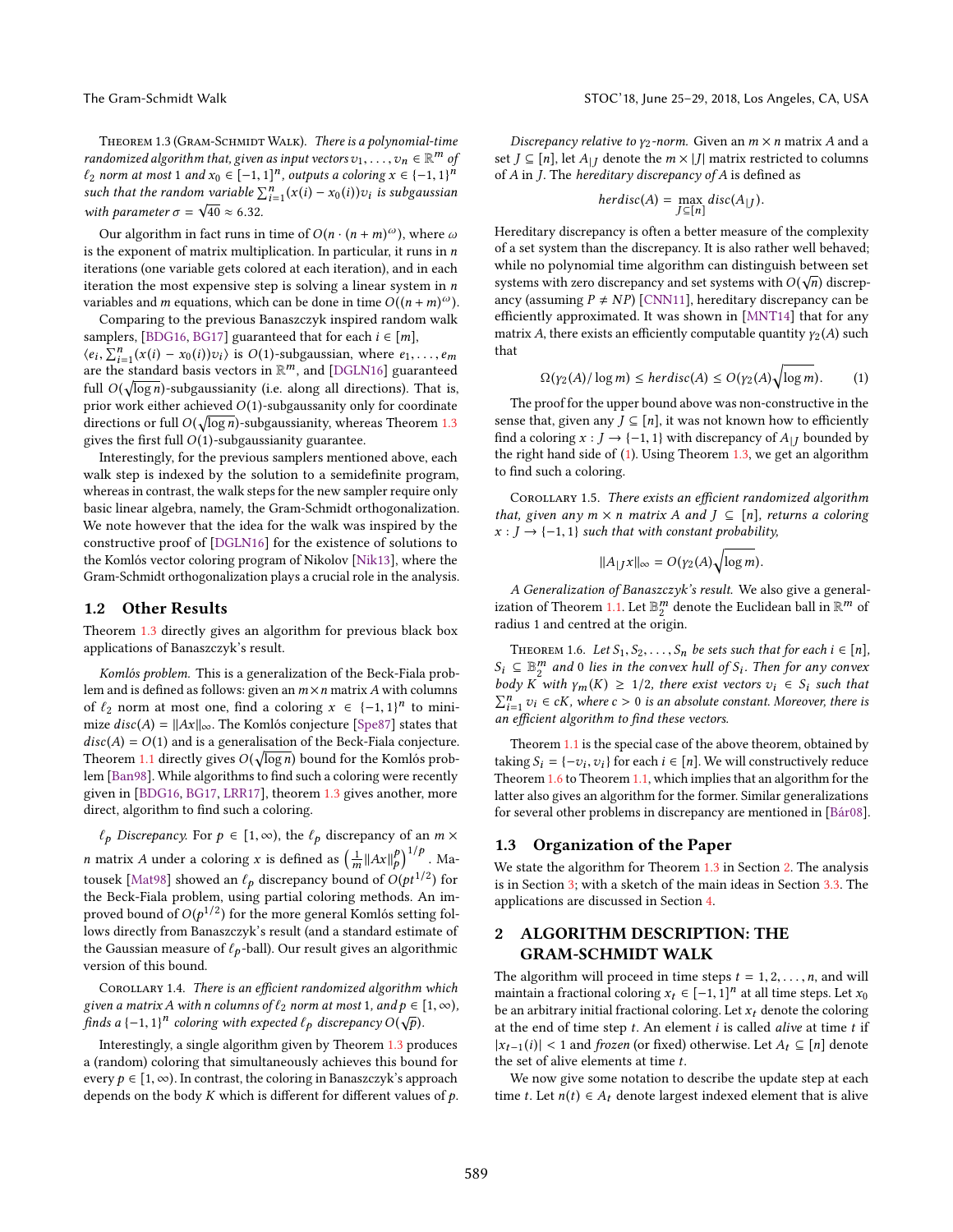Theorem 1.3 (Gram-Schmidt Walk). *There is a polynomial-time randomized algorithm that, given as input vectors $v_1, \ldots, v_n \in \mathbb{R}^m$ of $\ell_2$ norm at most 1 and $x_0 \in [-1,1]^n$, outputs a coloring $x \in \{-1,1\}^n$ such that the random variable $\sum_{i=1}^n (x(i) - x_0(i)) v_i$ is subgaussian with parameter $\sigma = \sqrt{40} \approx 6.32$.*

Our algorithm in fact runs in time of $O(n \cdot (n+m)^\omega)$, where $\omega$ is the exponent of matrix multiplication. In particular, it runs in $n$ iterations (one variable gets colored at each iteration), and in each iteration the most expensive step is solving a linear system in $n$ variables and $m$ equations, which can be done in time $O((n+m)^\omega)$.

Comparing to the previous Banaszczyk inspired random walk samplers, [BDG16, BG17] guaranteed that for each $i \in [m]$, $\langle e_i, \sum_{i=1}^n (x(i) - x_0(i)) v_i \rangle$ is $O(1)$-subgaussian, where $e_1, \ldots, e_m$ are the standard basis vectors in $\mathbb{R}^m$, and [DGLN16] guaranteed full $O(\sqrt{\log n})$-subgaussianity (i.e. along all directions). That is, prior work either achieved $O(1)$-subgaussianity only for coordinate directions or full $O(\sqrt{\log n})$-subgaussianity, whereas Theorem 1.3 gives the first full $O(1)$-subgaussianity guarantee.

Interestingly, for the previous samplers mentioned above, each walk step is indexed by the solution to a semidefinite program, whereas in contrast, the walk steps for the new sampler require only basic linear algebra, namely, the Gram-Schmidt orthogonalization. We note however that the idea for the walk was inspired by the constructive proof of [DGLN16] for the existence of solutions to the Komlós vector coloring program of Nikolov [Nik13], where the Gram-Schmidt orthogonalization plays a crucial role in the analysis.

## 1.2 Other Results

Theorem 1.3 directly gives an algorithm for previous black box applications of Banaszczyk's result.

*Komlós problem.* This is a generalization of the Beck-Fiala problem and is defined as follows: given an $m \times n$ matrix $A$ with columns of $\ell_2$ norm at most one, find a coloring $x \in \{-1,1\}^n$ to minimize $disc(A) = \|Ax\|_\infty$. The Komlós conjecture [Spe87] states that $disc(A) = O(1)$ and is a generalisation of the Beck-Fiala conjecture. Theorem 1.1 directly gives $O(\sqrt{\log n})$ bound for the Komlós problem [Ban98]. While algorithms to find such a coloring were recently given in [BDG16, BG17, LRR17], theorem 1.3 gives another, more direct, algorithm to find such a coloring.

*$\ell_p$ Discrepancy.* For $p \in [1, \infty)$, the $\ell_p$ discrepancy of an $m \times n$ matrix $A$ under a coloring $x$ is defined as $\left(\frac{1}{m}\|Ax\|_p^p\right)^{1/p}$. Matousek [Mat98] showed an $\ell_p$ discrepancy bound of $O(pt^{1/2})$ for the Beck-Fiala problem, using partial coloring methods. An improved bound of $O(p^{1/2})$ for the more general Komlós setting follows directly from Banaszczyk's result (and a standard estimate of the Gaussian measure of $\ell_p$-ball). Our result gives an algorithmic version of this bound.

Corollary 1.4. *There is an efficient randomized algorithm which given a matrix $A$ with $n$ columns of $\ell_2$ norm at most 1, and $p \in [1, \infty)$, finds a $\{-1,1\}^n$ coloring with expected $\ell_p$ discrepancy $O(\sqrt{p})$.*

Interestingly, a single algorithm given by Theorem 1.3 produces a (random) coloring that simultaneously achieves this bound for every $p \in [1, \infty)$. In contrast, the coloring in Banaszczyk's approach depends on the body $K$ which is different for different values of $p$.

*Discrepancy relative to $\gamma_2$-norm.* Given an $m \times n$ matrix $A$ and a set $J \subseteq [n]$, let $A_{|J}$ denote the $m \times |J|$ matrix restricted to columns of $A$ in $J$. The *hereditary discrepancy of $A$* is defined as

$$herdisc(A) = \max_{J \subseteq [n]} disc(A_{|J}).$$

Hereditary discrepancy is often a better measure of the complexity of a set system than the discrepancy. It is also rather well behaved; while no polynomial time algorithm can distinguish between set systems with zero discrepancy and set systems with $O(\sqrt{n})$ discrepancy (assuming $P \neq NP$) [CNN11], hereditary discrepancy can be efficiently approximated. It was shown in [MNT14] that for any matrix $A$, there exists an efficiently computable quantity $\gamma_2(A)$ such that

$$\Omega(\gamma_2(A)/\log m) \leq herdisc(A) \leq O(\gamma_2(A)\sqrt{\log m}). \tag{1}$$

The proof for the upper bound above was non-constructive in the sense that, given any $J \subseteq [n]$, it was not known how to efficiently find a coloring $x : J \to \{-1,1\}$ with discrepancy of $A_{|J}$ bounded by the right hand side of (1). Using Theorem 1.3, we get an algorithm to find such a coloring.

Corollary 1.5. *There exists an efficient randomized algorithm that, given any $m \times n$ matrix $A$ and $J \subseteq [n]$, returns a coloring $x : J \to \{-1,1\}$ such that with constant probability,*

$$\|A_{|J}x\|_\infty = O(\gamma_2(A)\sqrt{\log m}).$$

*A Generalization of Banaszczyk's result.* We also give a generalization of Theorem 1.1. Let $\mathbb{B}_2^m$ denote the Euclidean ball in $\mathbb{R}^m$ of radius 1 and centred at the origin.

Theorem 1.6. *Let $S_1, S_2, \ldots, S_n$ be sets such that for each $i \in [n]$, $S_i \subseteq \mathbb{B}_2^m$ and 0 lies in the convex hull of $S_i$. Then for any convex body $K$ with $\gamma_m(K) \geq 1/2$, there exist vectors $v_i \in S_i$ such that $\sum_{i=1}^n v_i \in cK$, where $c > 0$ is an absolute constant. Moreover, there is an efficient algorithm to find these vectors.*

Theorem 1.1 is the special case of the above theorem, obtained by taking $S_i = \{-v_i, v_i\}$ for each $i \in [n]$. We will constructively reduce Theorem 1.6 to Theorem 1.1, which implies that an algorithm for the latter also gives an algorithm for the former. Similar generalizations for several other problems in discrepancy are mentioned in [Bár08].

## 1.3 Organization of the Paper

We state the algorithm for Theorem 1.3 in Section 2. The analysis is in Section 3; with a sketch of the main ideas in Section 3.3. The applications are discussed in Section 4.

# 2 ALGORITHM DESCRIPTION: THE GRAM-SCHMIDT WALK

The algorithm will proceed in time steps $t = 1, 2, \ldots, n$, and will maintain a fractional coloring $x_t \in [-1,1]^n$ at all time steps. Let $x_0$ be an arbitrary initial fractional coloring. Let $x_t$ denote the coloring at the end of time step $t$. An element $i$ is called *alive* at time $t$ if $|x_{t-1}(i)| < 1$ and *frozen* (or fixed) otherwise. Let $A_t \subseteq [n]$ denote the set of alive elements at time $t$.

We now give some notation to describe the update step at each time $t$. Let $n(t) \in A_t$ denote largest indexed element that is alive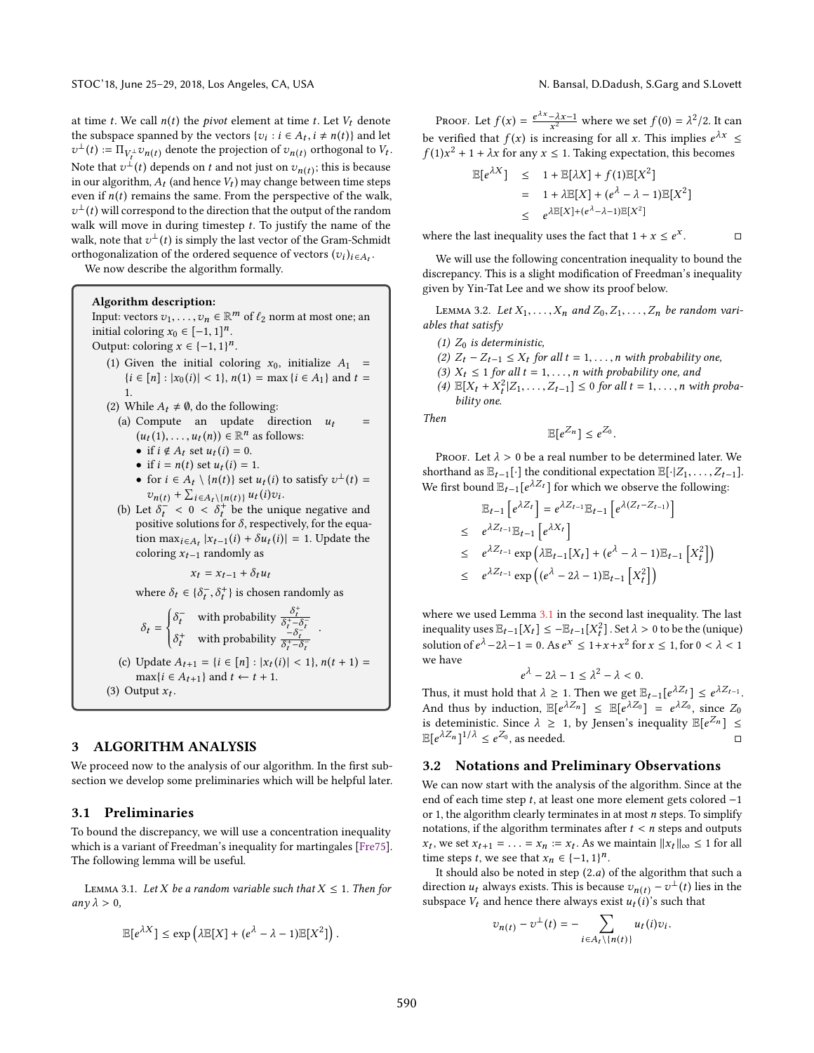at time $t$. We call $n(t)$ the *pivot* element at time $t$. Let $V_t$ denote the subspace spanned by the vectors $\{v_i : i \in A_t, i \neq n(t)\}$ and let $v^{\perp}(t) := \Pi_{V_t^{\perp}} v_{n(t)}$ denote the projection of $v_{n(t)}$ orthogonal to $V_t$. Note that $v^{\perp}(t)$ depends on $t$ and not just on $v_{n(t)}$; this is because in our algorithm, $A_t$ (and hence $V_t$) may change between time steps even if $n(t)$ remains the same. From the perspective of the walk, $v^{\perp}(t)$ will correspond to the direction that the output of the random walk will move in during timestep $t$. To justify the name of the walk, note that $v^{\perp}(t)$ is simply the last vector of the Gram-Schmidt orthogonalization of the ordered sequence of vectors $(v_i)_{i \in A_t}$.

We now describe the algorithm formally.

**Algorithm description:**
Input: vectors $v_1, \ldots, v_n \in \mathbb{R}^m$ of $\ell_2$ norm at most one; an initial coloring $x_0 \in [-1, 1]^n$.
Output: coloring $x \in \{-1, 1\}^n$.

1. Given the initial coloring $x_0$, initialize $A_1 = \{i \in [n] : |x_0(i)| < 1\}$, $n(1) = \max\{i \in A_1\}$ and $t = 1$.
2. While $A_t \neq \emptyset$, do the following:
   (a) Compute an update direction $u_t = (u_t(1), \ldots, u_t(n)) \in \mathbb{R}^n$ as follows:
      - if $i \notin A_t$ set $u_t(i) = 0$.
      - if $i = n(t)$ set $u_t(i) = 1$.
      - for $i \in A_t \setminus \{n(t)\}$ set $u_t(i)$ to satisfy $v^{\perp}(t) = v_{n(t)} + \sum_{i \in A_t \setminus \{n(t)\}} u_t(i) v_i$.

   (b) Let $\delta_t^- < 0 < \delta_t^+$ be the unique negative and positive solutions for $\delta$, respectively, for the equation $\max_{i \in A_t} |x_{t-1}(i) + \delta u_t(i)| = 1$. Update the coloring $x_{t-1}$ randomly as
   $$x_t = x_{t-1} + \delta_t u_t$$
   where $\delta_t \in \{\delta_t^-, \delta_t^+\}$ is chosen randomly as
   $$\delta_t = \begin{cases} \delta_t^- & \text{with probability } \frac{\delta_t^+}{\delta_t^+ - \delta_t^-} \\ \delta_t^+ & \text{with probability } \frac{-\delta_t^-}{\delta_t^+ - \delta_t^-} \end{cases}.$$

   (c) Update $A_{t+1} = \{i \in [n] : |x_t(i)| < 1\}$, $n(t+1) = \max\{i \in A_{t+1}\}$ and $t \leftarrow t + 1$.
3. Output $x_t$.

## 3 ALGORITHM ANALYSIS

We proceed now to the analysis of our algorithm. In the first subsection we develop some preliminaries which will be helpful later.

### 3.1 Preliminaries

To bound the discrepancy, we will use a concentration inequality which is a variant of Freedman's inequality for martingales [Fre75]. The following lemma will be useful.

Lemma 3.1. *Let $X$ be a random variable such that $X \leq 1$. Then for any $\lambda > 0$,*

$$\mathbb{E}[e^{\lambda X}] \leq \exp\left(\lambda \mathbb{E}[X] + (e^{\lambda} - \lambda - 1)\mathbb{E}[X^2]\right).$$

Proof. Let $f(x) = \frac{e^{\lambda x} - \lambda x - 1}{x^2}$ where we set $f(0) = \lambda^2/2$. It can be verified that $f(x)$ is increasing for all $x$. This implies $e^{\lambda x} \leq f(1)x^2 + 1 + \lambda x$ for any $x \leq 1$. Taking expectation, this becomes

$$\begin{aligned} \mathbb{E}[e^{\lambda X}] &\leq 1 + \mathbb{E}[\lambda X] + f(1)\mathbb{E}[X^2] \\ &= 1 + \lambda \mathbb{E}[X] + (e^{\lambda} - \lambda - 1)\mathbb{E}[X^2] \\ &\leq e^{\lambda \mathbb{E}[X] + (e^{\lambda} - \lambda - 1)\mathbb{E}[X^2]} \end{aligned}$$

where the last inequality uses the fact that $1 + x \leq e^x$. ◻

We will use the following concentration inequality to bound the discrepancy. This is a slight modification of Freedman's inequality given by Yin-Tat Lee and we show its proof below.

Lemma 3.2. *Let $X_1, \ldots, X_n$ and $Z_0, Z_1, \ldots, Z_n$ be random variables that satisfy*

*(1) $Z_0$ is deterministic,*
*(2) $Z_t - Z_{t-1} \leq X_t$ for all $t = 1, \ldots, n$ with probability one,*
*(3) $X_t \leq 1$ for all $t = 1, \ldots, n$ with probability one, and*
*(4) $\mathbb{E}[X_t + X_t^2 | Z_1, \ldots, Z_{t-1}] \leq 0$ for all $t = 1, \ldots, n$ with probability one.*

*Then*
$$\mathbb{E}[e^{Z_n}] \leq e^{Z_0}.$$

Proof. Let $\lambda > 0$ be a real number to be determined later. We shorthand as $\mathbb{E}_{t-1}[\cdot]$ the conditional expectation $\mathbb{E}[\cdot | Z_1, \ldots, Z_{t-1}]$. We first bound $\mathbb{E}_{t-1}[e^{\lambda Z_t}]$ for which we observe the following:

$$\begin{aligned} &\mathbb{E}_{t-1}\left[e^{\lambda Z_t}\right] = e^{\lambda Z_{t-1}} \mathbb{E}_{t-1}\left[e^{\lambda (Z_t - Z_{t-1})}\right] \\ \leq\ & e^{\lambda Z_{t-1}} \mathbb{E}_{t-1}\left[e^{\lambda X_t}\right] \\ \leq\ & e^{\lambda Z_{t-1}} \exp\left(\lambda \mathbb{E}_{t-1}[X_t] + (e^{\lambda} - \lambda - 1)\mathbb{E}_{t-1}\left[X_t^2\right]\right) \\ \leq\ & e^{\lambda Z_{t-1}} \exp\left((e^{\lambda} - 2\lambda - 1)\mathbb{E}_{t-1}\left[X_t^2\right]\right) \end{aligned}$$

where we used Lemma 3.1 in the second last inequality. The last inequality uses $\mathbb{E}_{t-1}[X_t] \leq -\mathbb{E}_{t-1}[X_t^2]$. Set $\lambda > 0$ to be the (unique) solution of $e^{\lambda} - 2\lambda - 1 = 0$. As $e^x \leq 1 + x + x^2$ for $x \leq 1$, for $0 < \lambda < 1$ we have

$$e^{\lambda} - 2\lambda - 1 \leq \lambda^2 - \lambda < 0.$$

Thus, it must hold that $\lambda \geq 1$. Then we get $\mathbb{E}_{t-1}[e^{\lambda Z_t}] \leq e^{\lambda Z_{t-1}}$. And thus by induction, $\mathbb{E}[e^{\lambda Z_n}] \leq \mathbb{E}[e^{\lambda Z_0}] = e^{\lambda Z_0}$, since $Z_0$ is deterministic. Since $\lambda \geq 1$, by Jensen's inequality $\mathbb{E}[e^{Z_n}] \leq \mathbb{E}[e^{\lambda Z_n}]^{1/\lambda} \leq e^{Z_0}$, as needed. ◻

### 3.2 Notations and Preliminary Observations

We can now start with the analysis of the algorithm. Since at the end of each time step $t$, at least one more element gets colored $-1$ or 1, the algorithm clearly terminates in at most $n$ steps. To simplify notations, if the algorithm terminates after $t < n$ steps and outputs $x_t$, we set $x_{t+1} = \ldots = x_n := x_t$. As we maintain $\|x_t\|_{\infty} \leq 1$ for all time steps $t$, we see that $x_n \in \{-1, 1\}^n$.

It should also be noted in step (2.$a$) of the algorithm that such a direction $u_t$ always exists. This is because $v_{n(t)} - v^{\perp}(t)$ lies in the subspace $V_t$ and hence there always exist $u_t(i)$'s such that

$$v_{n(t)} - v^{\perp}(t) = -\sum_{i \in A_t \setminus \{n(t)\}} u_t(i) v_i.$$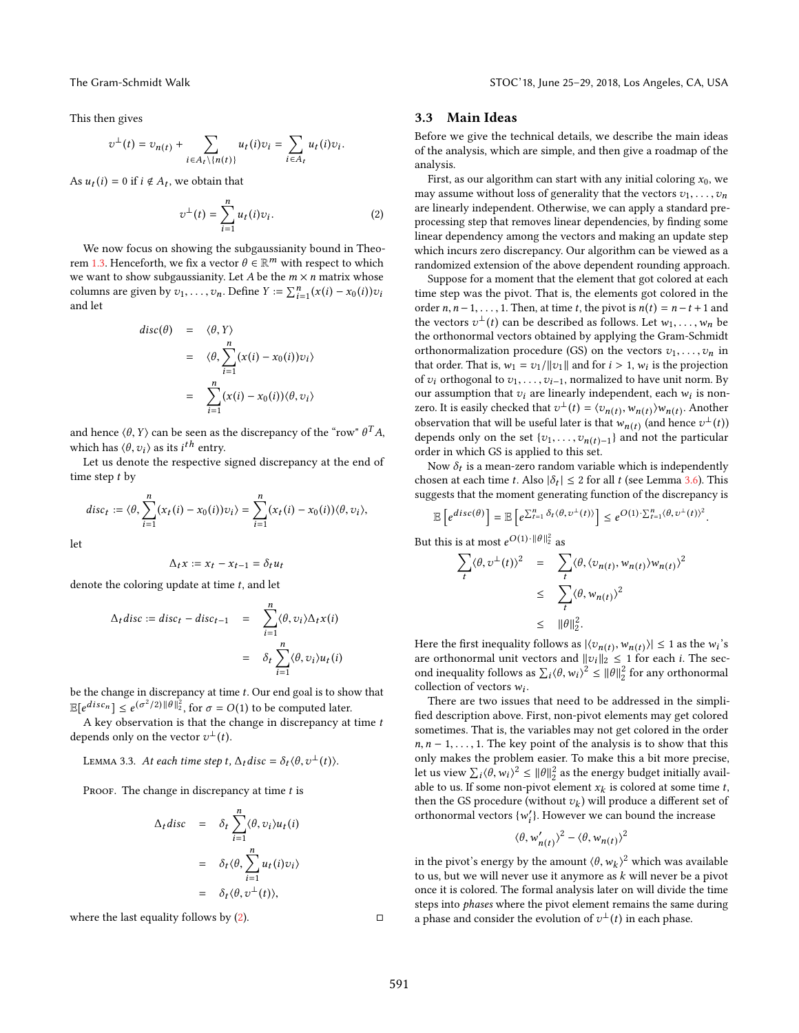This then gives

$$v^{\perp}(t) = v_{n(t)} + \sum_{i \in A_t \setminus \{n(t)\}} u_t(i) v_i = \sum_{i \in A_t} u_t(i) v_i.$$

As $u_t(i) = 0$ if $i \notin A_t$, we obtain that

$$v^{\perp}(t) = \sum_{i=1}^{n} u_t(i) v_i. \tag{2}$$

We now focus on showing the subgaussianity bound in Theorem 1.3. Henceforth, we fix a vector $\theta \in \mathbb{R}^m$ with respect to which we want to show subgaussianity. Let $A$ be the $m \times n$ matrix whose columns are given by $v_1, \ldots, v_n$. Define $Y := \sum_{i=1}^{n} (x(i) - x_0(i)) v_i$ and let

$$\begin{aligned} disc(\theta) &= \langle \theta, Y \rangle \\ &= \langle \theta, \sum_{i=1}^{n} (x(i) - x_0(i)) v_i \rangle \\ &= \sum_{i=1}^{n} (x(i) - x_0(i)) \langle \theta, v_i \rangle \end{aligned}$$

and hence $\langle \theta, Y \rangle$ can be seen as the discrepancy of the "row" $\theta^T A$, which has $\langle \theta, v_i \rangle$ as its $i^{th}$ entry.

Let us denote the respective signed discrepancy at the end of time step $t$ by

$$disc_t := \langle \theta, \sum_{i=1}^{n} (x_t(i) - x_0(i)) v_i \rangle = \sum_{i=1}^{n} (x_t(i) - x_0(i)) \langle \theta, v_i \rangle,$$

let

$$\Delta_t x := x_t - x_{t-1} = \delta_t u_t$$

denote the coloring update at time $t$, and let

$$\begin{aligned} \Delta_t disc := disc_t - disc_{t-1} &= \sum_{i=1}^{n} \langle \theta, v_i \rangle \Delta_t x(i) \\ &= \delta_t \sum_{i=1}^{n} \langle \theta, v_i \rangle u_t(i) \end{aligned}$$

be the change in discrepancy at time $t$. Our end goal is to show that $\mathbb{E}[e^{disc_n}] \leq e^{(\sigma^2/2)\|\theta\|_2^2}$, for $\sigma = O(1)$ to be computed later.

A key observation is that the change in discrepancy at time $t$ depends only on the vector $v^{\perp}(t)$.

Lemma 3.3. *At each time step $t$, $\Delta_t disc = \delta_t \langle \theta, v^{\perp}(t) \rangle$.*

Proof. The change in discrepancy at time $t$ is

$$\begin{aligned} \Delta_t disc &= \delta_t \sum_{i=1}^{n} \langle \theta, v_i \rangle u_t(i) \\ &= \delta_t \langle \theta, \sum_{i=1}^{n} u_t(i) v_i \rangle \\ &= \delta_t \langle \theta, v^{\perp}(t) \rangle, \end{aligned}$$

where the last equality follows by (2). □

### 3.3 Main Ideas

Before we give the technical details, we describe the main ideas of the analysis, which are simple, and then give a roadmap of the analysis.

First, as our algorithm can start with any initial coloring $x_0$, we may assume without loss of generality that the vectors $v_1, \ldots, v_n$ are linearly independent. Otherwise, we can apply a standard preprocessing step that removes linear dependencies, by finding some linear dependency among the vectors and making an update step which incurs zero discrepancy. Our algorithm can be viewed as a randomized extension of the above dependent rounding approach.

Suppose for a moment that the element that got colored at each time step was the pivot. That is, the elements got colored in the order $n, n-1, \ldots, 1$. Then, at time $t$, the pivot is $n(t) = n - t + 1$ and the vectors $v^{\perp}(t)$ can be described as follows. Let $w_1, \ldots, w_n$ be the orthonormal vectors obtained by applying the Gram-Schmidt orthonormalization procedure (GS) on the vectors $v_1, \ldots, v_n$ in that order. That is, $w_1 = v_1/\|v_1\|$ and for $i > 1$, $w_i$ is the projection of $v_i$ orthogonal to $v_1, \ldots, v_{i-1}$, normalized to have unit norm. By our assumption that $v_i$ are linearly independent, each $w_i$ is non-zero. It is easily checked that $v^{\perp}(t) = \langle v_{n(t)}, w_{n(t)} \rangle w_{n(t)}$. Another observation that will be useful later is that $w_{n(t)}$ (and hence $v^{\perp}(t)$) depends only on the set $\{v_1, \ldots, v_{n(t)-1}\}$ and not the particular order in which GS is applied to this set.

Now $\delta_t$ is a mean-zero random variable which is independently chosen at each time $t$. Also $|\delta_t| \leq 2$ for all $t$ (see Lemma 3.6). This suggests that the moment generating function of the discrepancy is

$$\mathbb{E}\left[e^{disc(\theta)}\right] = \mathbb{E}\left[e^{\sum_{t=1}^{n} \delta_t \langle \theta, v^{\perp}(t) \rangle}\right] \leq e^{O(1) \cdot \sum_{t=1}^{n} \langle \theta, v^{\perp}(t) \rangle^2}.$$

But this is at most $e^{O(1) \cdot \|\theta\|_2^2}$ as

$$\begin{aligned} \sum_t \langle \theta, v^{\perp}(t) \rangle^2 &= \sum_t \langle \theta, \langle v_{n(t)}, w_{n(t)} \rangle w_{n(t)} \rangle^2 \\ &\leq \sum_t \langle \theta, w_{n(t)} \rangle^2 \\ &\leq \|\theta\|_2^2. \end{aligned}$$

Here the first inequality follows as $|\langle v_{n(t)}, w_{n(t)} \rangle| \leq 1$ as the $w_i$'s are orthonormal unit vectors and $\|v_i\|_2 \leq 1$ for each $i$. The second inequality follows as $\sum_i \langle \theta, w_i \rangle^2 \leq \|\theta\|_2^2$ for any orthonormal collection of vectors $w_i$.

There are two issues that need to be addressed in the simplified description above. First, non-pivot elements may get colored sometimes. That is, the variables may not get colored in the order $n, n-1, \ldots, 1$. The key point of the analysis is to show that this only makes the problem easier. To make this a bit more precise, let us view $\sum_i \langle \theta, w_i \rangle^2 \leq \|\theta\|_2^2$ as the energy budget initially available to us. If some non-pivot element $x_k$ is colored at some time $t$, then the GS procedure (without $v_k$) will produce a different set of orthonormal vectors $\{w'_i\}$. However we can bound the increase

$$\langle \theta, w'_{n(t)} \rangle^2 - \langle \theta, w_{n(t)} \rangle^2$$

in the pivot's energy by the amount $\langle \theta, w_k \rangle^2$ which was available to us, but we will never use it anymore as $k$ will never be a pivot once it is colored. The formal analysis later on will divide the time steps into *phases* where the pivot element remains the same during a phase and consider the evolution of $v^{\perp}(t)$ in each phase.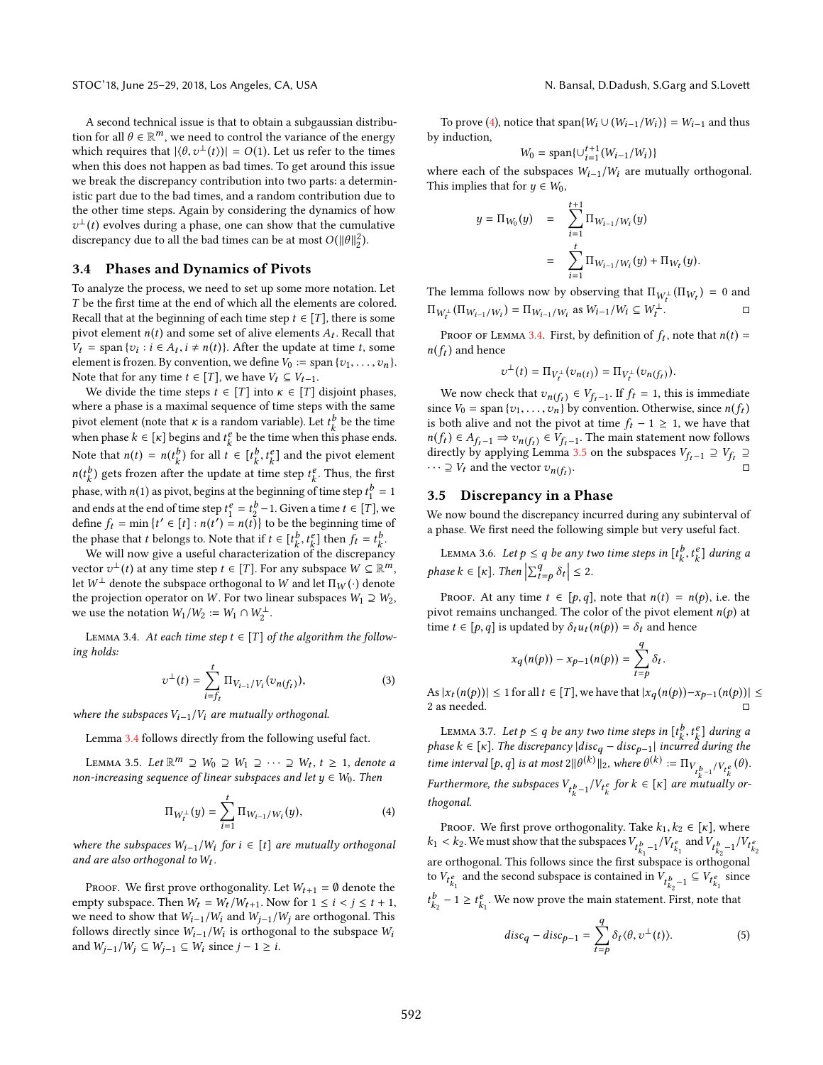A second technical issue is that to obtain a subgaussian distribution for all $\theta \in \mathbb{R}^m$, we need to control the variance of the energy which requires that $|\langle \theta, v^{\perp}(t) \rangle| = O(1)$. Let us refer to the times when this does not happen as bad times. To get around this issue we break the discrepancy contribution into two parts: a deterministic part due to the bad times, and a random contribution due to the other time steps. Again by considering the dynamics of how $v^{\perp}(t)$ evolves during a phase, one can show that the cumulative discrepancy due to all the bad times can be at most $O(\|\theta\|_2^2)$.

## 3.4 Phases and Dynamics of Pivots

To analyze the process, we need to set up some more notation. Let $T$ be the first time at the end of which all the elements are colored. Recall that at the beginning of each time step $t \in [T]$, there is some pivot element $n(t)$ and some set of alive elements $A_t$. Recall that $V_t = \text{span}\{v_i : i \in A_t, i \neq n(t)\}$. After the update at time $t$, some element is frozen. By convention, we define $V_0 := \text{span}\{v_1, \dots, v_n\}$. Note that for any time $t \in [T]$, we have $V_t \subseteq V_{t-1}$.

We divide the time steps $t \in [T]$ into $\kappa \in [T]$ disjoint phases, where a phase is a maximal sequence of time steps with the same pivot element (note that $\kappa$ is a random variable). Let $t_k^b$ be the time when phase $k \in [\kappa]$ begins and $t_k^e$ be the time when this phase ends. Note that $n(t) = n(t_k^b)$ for all $t \in [t_k^b, t_k^e]$ and the pivot element $n(t_k^b)$ gets frozen after the update at time step $t_k^e$. Thus, the first phase, with $n(1)$ as pivot, begins at the beginning of time step $t_1^b = 1$ and ends at the end of time step $t_1^e = t_2^b - 1$. Given a time $t \in [T]$, we define $f_t = \min\{t' \in [t] : n(t') = n(t)\}$ to be the beginning time of the phase that $t$ belongs to. Note that if $t \in [t_k^b, t_k^e]$ then $f_t = t_k^b$.

We will now give a useful characterization of the discrepancy vector $v^{\perp}(t)$ at any time step $t \in [T]$. For any subspace $W \subseteq \mathbb{R}^m$, let $W^{\perp}$ denote the subspace orthogonal to $W$ and let $\Pi_W(\cdot)$ denote the projection operator on $W$. For two linear subspaces $W_1 \supseteq W_2$, we use the notation $W_1/W_2 := W_1 \cap W_2^{\perp}$.

Lemma 3.4. *At each time step $t \in [T]$ of the algorithm the following holds:*

$$v^{\perp}(t) = \sum_{i=f_t}^{t} \Pi_{V_{i-1}/V_i}(v_{n(f_t)}), \tag{3}$$

*where the subspaces $V_{i-1}/V_i$ are mutually orthogonal.*

Lemma 3.4 follows directly from the following useful fact.

Lemma 3.5. *Let $\mathbb{R}^m \supseteq W_0 \supseteq W_1 \supseteq \cdots \supseteq W_t$, $t \geq 1$, denote a non-increasing sequence of linear subspaces and let $y \in W_0$. Then*

$$\Pi_{W_t^{\perp}}(y) = \sum_{i=1}^{t} \Pi_{W_{i-1}/W_i}(y), \tag{4}$$

*where the subspaces $W_{i-1}/W_i$ for $i \in [t]$ are mutually orthogonal and are also orthogonal to $W_t$.*

Proof. We first prove orthogonality. Let $W_{t+1} = \emptyset$ denote the empty subspace. Then $W_t = W_t/W_{t+1}$. Now for $1 \leq i < j \leq t+1$, we need to show that $W_{i-1}/W_i$ and $W_{j-1}/W_j$ are orthogonal. This follows directly since $W_{i-1}/W_i$ is orthogonal to the subspace $W_i$ and $W_{j-1}/W_j \subseteq W_{j-1} \subseteq W_i$ since $j-1 \geq i$.

To prove (4), notice that $\text{span}\{W_i \cup (W_{i-1}/W_i)\} = W_{i-1}$ and thus by induction,

$$W_0 = \text{span}\{\cup_{i=1}^{t+1}(W_{i-1}/W_i)\}$$

where each of the subspaces $W_{i-1}/W_i$ are mutually orthogonal. This implies that for $y \in W_0$,

$$\begin{aligned} y = \Pi_{W_0}(y) &= \sum_{i=1}^{t+1} \Pi_{W_{i-1}/W_i}(y) \\ &= \sum_{i=1}^{t} \Pi_{W_{i-1}/W_i}(y) + \Pi_{W_t}(y). \end{aligned}$$

The lemma follows now by observing that $\Pi_{W_t^{\perp}}(\Pi_{W_t}) = 0$ and $\Pi_{W_t^{\perp}}(\Pi_{W_{i-1}/W_i}) = \Pi_{W_{i-1}/W_i}$ as $W_{i-1}/W_i \subseteq W_t^{\perp}$. $\square$

Proof of Lemma 3.4. First, by definition of $f_t$, note that $n(t) = n(f_t)$ and hence

$$v^{\perp}(t) = \Pi_{V_t^{\perp}}(v_{n(t)}) = \Pi_{V_t^{\perp}}(v_{n(f_t)}).$$

We now check that $v_{n(f_t)} \in V_{f_t - 1}$. If $f_t = 1$, this is immediate since $V_0 = \text{span}\{v_1, \dots, v_n\}$ by convention. Otherwise, since $n(f_t)$ is both alive and not the pivot at time $f_t - 1 \geq 1$, we have that $n(f_t) \in A_{f_t - 1} \Rightarrow v_{n(f_t)} \in V_{f_t - 1}$. The main statement now follows directly by applying Lemma 3.5 on the subspaces $V_{f_t-1} \supseteq V_{f_t} \supseteq \cdots \supseteq V_t$ and the vector $v_{n(f_t)}$. $\square$

## 3.5 Discrepancy in a Phase

We now bound the discrepancy incurred during any subinterval of a phase. We first need the following simple but very useful fact.

Lemma 3.6. *Let $p \leq q$ be any two time steps in $[t_k^b, t_k^e]$ during a phase $k \in [\kappa]$. Then $\left|\sum_{t=p}^{q} \delta_t\right| \leq 2$.*

Proof. At any time $t \in [p, q]$, note that $n(t) = n(p)$, i.e. the pivot remains unchanged. The color of the pivot element $n(p)$ at time $t \in [p, q]$ is updated by $\delta_t u_t(n(p)) = \delta_t$ and hence

$$x_q(n(p)) - x_{p-1}(n(p)) = \sum_{t=p}^{q} \delta_t.$$

As $|x_t(n(p))| \leq 1$ for all $t \in [T]$, we have that $|x_q(n(p)) - x_{p-1}(n(p))| \leq 2$ as needed. $\square$

Lemma 3.7. *Let $p \leq q$ be any two time steps in $[t_k^b, t_k^e]$ during a phase $k \in [\kappa]$. The discrepancy $|disc_q - disc_{p-1}|$ incurred during the time interval $[p, q]$ is at most $2\|\theta^{(k)}\|_2$, where $\theta^{(k)} := \Pi_{V_{t_k^b - 1}/V_{t_k^e}}(\theta)$. Furthermore, the subspaces $V_{t_k^b - 1}/V_{t_k^e}$ for $k \in [\kappa]$ are mutually orthogonal.*

Proof. We first prove orthogonality. Take $k_1, k_2 \in [\kappa]$, where $k_1 < k_2$. We must show that the subspaces $V_{t_{k_1}^b - 1}/V_{t_{k_1}^e}$ and $V_{t_{k_2}^b - 1}/V_{t_{k_2}^e}$ are orthogonal. This follows since the first subspace is orthogonal to $V_{t_{k_1}^e}$ and the second subspace is contained in $V_{t_{k_2}^b - 1} \subseteq V_{t_{k_1}^e}$ since $t_{k_2}^b - 1 \geq t_{k_1}^e$. We now prove the main statement. First, note that

$$disc_q - disc_{p-1} = \sum_{t=p}^{q} \delta_t \langle \theta, v^{\perp}(t) \rangle. \tag{5}$$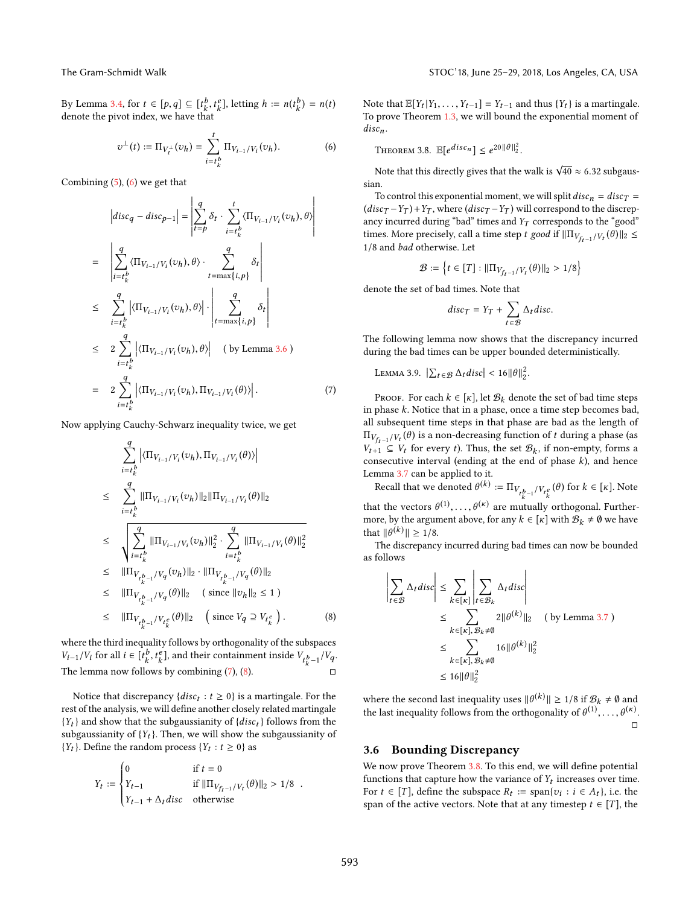By Lemma 3.4, for $t \in [p, q] \subseteq [t_k^b, t_k^e]$, letting $h := n(t_k^b) = n(t)$ denote the pivot index, we have that

$$v^{\perp}(t) := \Pi_{V_t^{\perp}}(v_h) = \sum_{i=t_k^b}^{t} \Pi_{V_{i-1}/V_i}(v_h). \tag{6}$$

Combining (5), (6) we get that

$$\begin{aligned}
\left|disc_q - disc_{p-1}\right| &= \left|\sum_{t=p}^{q} \delta_t \cdot \sum_{i=t_k^b}^{t} \langle \Pi_{V_{i-1}/V_i}(v_h), \theta \rangle\right| \\
&= \left|\sum_{i=t_k^b}^{q} \langle \Pi_{V_{i-1}/V_i}(v_h), \theta \rangle \cdot \sum_{t=\max\{i,p\}}^{q} \delta_t\right| \\
&\leq \sum_{i=t_k^b}^{q} \left|\langle \Pi_{V_{i-1}/V_i}(v_h), \theta \rangle\right| \cdot \left|\sum_{t=\max\{i,p\}}^{q} \delta_t\right| \\
&\leq 2 \sum_{i=t_k^b}^{q} \left|\langle \Pi_{V_{i-1}/V_i}(v_h), \theta \rangle\right| \quad \text{( by Lemma 3.6 )} \\
&= 2 \sum_{i=t_k^b}^{q} \left|\langle \Pi_{V_{i-1}/V_i}(v_h), \Pi_{V_{i-1}/V_i}(\theta) \rangle\right|.
\end{aligned} \tag{7}$$

Now applying Cauchy-Schwarz inequality twice, we get

$$\begin{aligned}
&\sum_{i=t_k^b}^{q} \left|\langle \Pi_{V_{i-1}/V_i}(v_h), \Pi_{V_{i-1}/V_i}(\theta) \rangle\right| \\
\leq\ & \sum_{i=t_k^b}^{q} \|\Pi_{V_{i-1}/V_i}(v_h)\|_2 \|\Pi_{V_{i-1}/V_i}(\theta)\|_2 \\
\leq\ & \sqrt{\sum_{i=t_k^b}^{q} \|\Pi_{V_{i-1}/V_i}(v_h)\|_2^2 \cdot \sum_{i=t_k^b}^{q} \|\Pi_{V_{i-1}/V_i}(\theta)\|_2^2} \\
\leq\ & \|\Pi_{V_{t_k^b-1}/V_q}(v_h)\|_2 \cdot \|\Pi_{V_{t_k^b-1}/V_q}(\theta)\|_2 \\
\leq\ & \|\Pi_{V_{t_k^b-1}/V_q}(\theta)\|_2 \quad \text{( since } \|v_h\|_2 \leq 1 \text{ )} \\
\leq\ & \|\Pi_{V_{t_k^b-1}/V_{t_k^e}}(\theta)\|_2 \quad \left( \text{since } V_q \supseteq V_{t_k^e} \right).
\end{aligned} \tag{8}$$

where the third inequality follows by orthogonality of the subspaces $V_{i-1}/V_i$ for all $i \in [t_k^b, t_k^e]$, and their containment inside $V_{t_k^b-1}/V_q$. The lemma now follows by combining (7), (8). ◻

Notice that discrepancy $\{disc_t : t \geq 0\}$ is a martingale. For the rest of the analysis, we will define another closely related martingale $\{Y_t\}$ and show that the subgaussianity of $\{disc_t\}$ follows from the subgaussianity of $\{Y_t\}$. Then, we will show the subgaussianity of $\{Y_t\}$. Define the random process $\{Y_t : t \geq 0\}$ as

$$Y_t := \begin{cases} 0 & \text{if } t = 0 \\ Y_{t-1} & \text{if } \|\Pi_{V_{f_{t-1}}/V_t}(\theta)\|_2 > 1/8 \\ Y_{t-1} + \Delta_t disc & \text{otherwise} \end{cases}.$$

Note that $\mathbb{E}[Y_t | Y_1, \ldots, Y_{t-1}] = Y_{t-1}$ and thus $\{Y_t\}$ is a martingale. To prove Theorem 1.3, we will bound the exponential moment of $disc_n$.

**Theorem 3.8.** $\mathbb{E}[e^{disc_n}] \leq e^{20\|\theta\|_2^2}$.

Note that this directly gives that the walk is $\sqrt{40} \approx 6.32$ subgaussian.

To control this exponential moment, we will split $disc_n = disc_T = (disc_T - Y_T) + Y_T$, where $(disc_T - Y_T)$ will correspond to the discrepancy incurred during "bad" times and $Y_T$ corresponds to the "good" times. More precisely, call a time step $t$ *good* if $\|\Pi_{V_{f_{t-1}}/V_t}(\theta)\|_2 \leq 1/8$ and *bad* otherwise. Let

$$\mathcal{B} := \left\{ t \in [T] : \|\Pi_{V_{f_{t-1}}/V_t}(\theta)\|_2 > 1/8 \right\}$$

denote the set of bad times. Note that

$$disc_T = Y_T + \sum_{t \in \mathcal{B}} \Delta_t disc.$$

The following lemma now shows that the discrepancy incurred during the bad times can be upper bounded deterministically.

**Lemma 3.9.** $|\sum_{t \in \mathcal{B}} \Delta_t disc| < 16\|\theta\|_2^2$.

*Proof.* For each $k \in [\kappa]$, let $\mathcal{B}_k$ denote the set of bad time steps in phase $k$. Notice that in a phase, once a time step becomes bad, all subsequent time steps in that phase are bad as the length of $\Pi_{V_{f_{t-1}}/V_t}(\theta)$ is a non-decreasing function of $t$ during a phase (as $V_{t+1} \subseteq V_t$ for every $t$). Thus, the set $\mathcal{B}_k$, if non-empty, forms a consecutive interval (ending at the end of phase $k$), and hence Lemma 3.7 can be applied to it.

Recall that we denoted $\theta^{(k)} := \Pi_{V_{t_k^b-1}/V_{t_k^e}}(\theta)$ for $k \in [\kappa]$. Note that the vectors $\theta^{(1)}, \ldots, \theta^{(\kappa)}$ are mutually orthogonal. Furthermore, by the argument above, for any $k \in [\kappa]$ with $\mathcal{B}_k \neq \emptyset$ we have that $\|\theta^{(k)}\| \geq 1/8$.

The discrepancy incurred during bad times can now be bounded as follows

$$\begin{aligned}
\left|\sum_{t \in \mathcal{B}} \Delta_t disc\right| &\leq \sum_{k \in [\kappa]} \left|\sum_{t \in \mathcal{B}_k} \Delta_t disc\right| \\
&\leq \sum_{k \in [\kappa], \mathcal{B}_k \neq \emptyset} 2\|\theta^{(k)}\|_2 \quad \text{( by Lemma 3.7 )} \\
&\leq \sum_{k \in [\kappa], \mathcal{B}_k \neq \emptyset} 16\|\theta^{(k)}\|_2^2 \\
&\leq 16\|\theta\|_2^2
\end{aligned}$$

where the second last inequality uses $\|\theta^{(k)}\| \geq 1/8$ if $\mathcal{B}_k \neq \emptyset$ and the last inequality follows from the orthogonality of $\theta^{(1)}, \ldots, \theta^{(\kappa)}$. ◻

## 3.6 Bounding Discrepancy

We now prove Theorem 3.8. To this end, we will define potential functions that capture how the variance of $Y_t$ increases over time. For $t \in [T]$, define the subspace $R_t := \text{span}\{v_i : i \in A_t\}$, i.e. the span of the active vectors. Note that at any timestep $t \in [T]$, the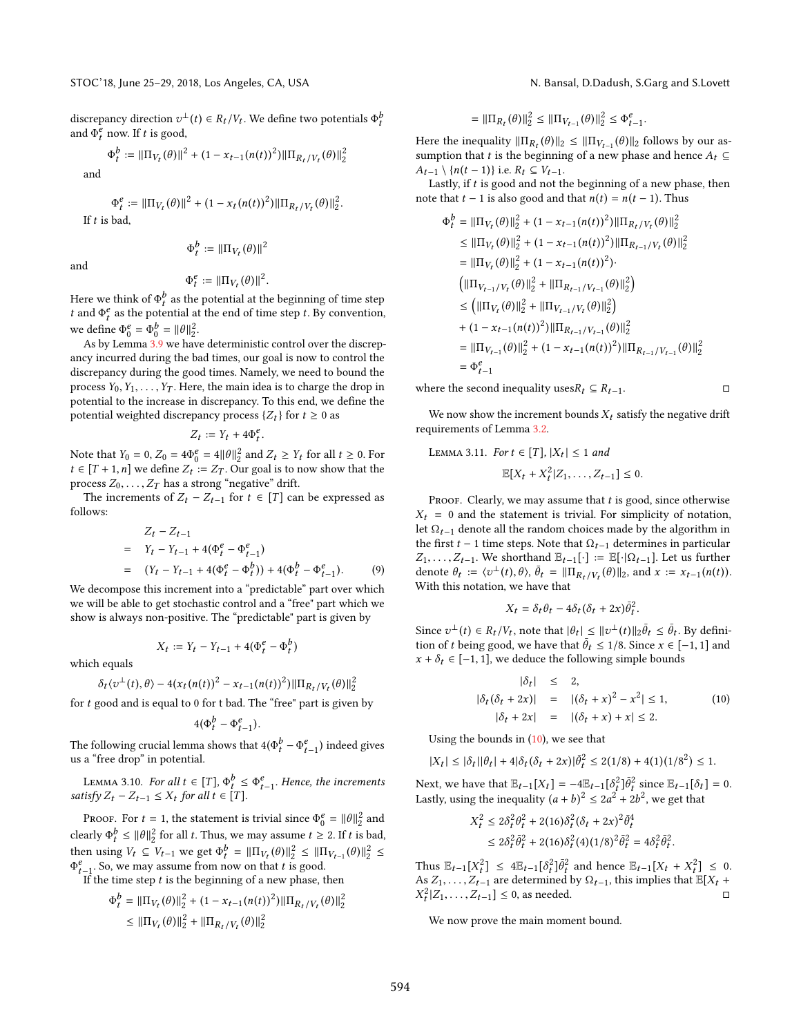discrepancy direction $v^\perp(t) \in R_t/V_t$. We define two potentials $\Phi_t^b$ and $\Phi_t^e$ now. If $t$ is good,

$$\Phi_t^b := \|\Pi_{V_t}(\theta)\|^2 + (1 - x_{t-1}(n(t))^2)\|\Pi_{R_t/V_t}(\theta)\|_2^2$$

and

$$\Phi_t^e := \|\Pi_{V_t}(\theta)\|^2 + (1 - x_t(n(t))^2)\|\Pi_{R_t/V_t}(\theta)\|_2^2.$$

If $t$ is bad,

$$\Phi_t^b := \|\Pi_{V_t}(\theta)\|^2$$

and

$$\Phi_t^e := \|\Pi_{V_t}(\theta)\|^2.$$

Here we think of $\Phi_t^b$ as the potential at the beginning of time step $t$ and $\Phi_t^e$ as the potential at the end of time step $t$. By convention, we define $\Phi_0^e = \Phi_0^b = \|\theta\|_2^2$.

As by Lemma 3.9 we have deterministic control over the discrepancy incurred during the bad times, our goal is now to control the discrepancy during the good times. Namely, we need to bound the process $Y_0, Y_1, \ldots, Y_T$. Here, the main idea is to charge the drop in potential to the increase in discrepancy. To this end, we define the potential weighted discrepancy process $\{Z_t\}$ for $t \geq 0$ as

$$Z_t := Y_t + 4\Phi_t^e.$$

Note that $Y_0 = 0$, $Z_0 = 4\Phi_0^e = 4\|\theta\|_2^2$ and $Z_t \geq Y_t$ for all $t \geq 0$. For $t \in [T+1, n]$ we define $Z_t := Z_T$. Our goal is to now show that the process $Z_0, \ldots, Z_T$ has a strong "negative" drift.

The increments of $Z_t - Z_{t-1}$ for $t \in [T]$ can be expressed as follows:

$$\begin{aligned}
& Z_t - Z_{t-1} \\
= \quad & Y_t - Y_{t-1} + 4(\Phi_t^e - \Phi_{t-1}^e) \\
= \quad & (Y_t - Y_{t-1} + 4(\Phi_t^e - \Phi_t^b)) + 4(\Phi_t^b - \Phi_{t-1}^e). \qquad (9)
\end{aligned}$$

We decompose this increment into a "predictable" part over which we will be able to get stochastic control and a "free" part which we show is always non-positive. The "predictable" part is given by

$$X_t := Y_t - Y_{t-1} + 4(\Phi_t^e - \Phi_t^b)$$

which equals

$$\delta_t \langle v^\perp(t), \theta\rangle - 4(x_t(n(t))^2 - x_{t-1}(n(t))^2)\|\Pi_{R_t/V_t}(\theta)\|_2^2$$

for $t$ good and is equal to 0 for t bad. The "free" part is given by

$$4(\Phi_t^b - \Phi_{t-1}^e).$$

The following crucial lemma shows that $4(\Phi_t^b - \Phi_{t-1}^e)$ indeed gives us a "free drop" in potential.

Lemma 3.10. *For all $t \in [T]$, $\Phi_t^b \leq \Phi_{t-1}^e$. Hence, the increments satisfy $Z_t - Z_{t-1} \leq X_t$ for all $t \in [T]$.*

Proof. For $t = 1$, the statement is trivial since $\Phi_0^e = \|\theta\|_2^2$ and clearly $\Phi_t^b \leq \|\theta\|_2^2$ for all $t$. Thus, we may assume $t \geq 2$. If $t$ is bad, then using $V_t \subseteq V_{t-1}$ we get $\Phi_t^b = \|\Pi_{V_t}(\theta)\|_2^2 \leq \|\Pi_{V_{t-1}}(\theta)\|_2^2 \leq \Phi_{t-1}^e$. So, we may assume from now on that $t$ is good.

If the time step $t$ is the beginning of a new phase, then

$$\begin{aligned}
\Phi_t^b &= \|\Pi_{V_t}(\theta)\|_2^2 + (1 - x_{t-1}(n(t))^2)\|\Pi_{R_t/V_t}(\theta)\|_2^2 \\
&\leq \|\Pi_{V_t}(\theta)\|_2^2 + \|\Pi_{R_t/V_t}(\theta)\|_2^2 \\
&= \|\Pi_{R_t}(\theta)\|_2^2 \leq \|\Pi_{V_{t-1}}(\theta)\|_2^2 \leq \Phi_{t-1}^e.
\end{aligned}$$

Here the inequality $\|\Pi_{R_t}(\theta)\|_2 \leq \|\Pi_{V_{t-1}}(\theta)\|_2$ follows by our assumption that $t$ is the beginning of a new phase and hence $A_t \subseteq A_{t-1} \setminus \{n(t-1)\}$ i.e. $R_t \subseteq V_{t-1}$.

Lastly, if $t$ is good and not the beginning of a new phase, then note that $t-1$ is also good and that $n(t) = n(t-1)$. Thus

$$\begin{aligned}
\Phi_t^b &= \|\Pi_{V_t}(\theta)\|_2^2 + (1 - x_{t-1}(n(t))^2)\|\Pi_{R_t/V_t}(\theta)\|_2^2 \\
&\leq \|\Pi_{V_t}(\theta)\|_2^2 + (1 - x_{t-1}(n(t))^2)\|\Pi_{R_{t-1}/V_t}(\theta)\|_2^2 \\
&= \|\Pi_{V_t}(\theta)\|_2^2 + (1 - x_{t-1}(n(t))^2) \cdot \\
&\quad \left(\|\Pi_{V_{t-1}/V_t}(\theta)\|_2^2 + \|\Pi_{R_{t-1}/V_{t-1}}(\theta)\|_2^2\right) \\
&\leq \left(\|\Pi_{V_t}(\theta)\|_2^2 + \|\Pi_{V_{t-1}/V_t}(\theta)\|_2^2\right) \\
&\quad + (1 - x_{t-1}(n(t))^2)\|\Pi_{R_{t-1}/V_{t-1}}(\theta)\|_2^2 \\
&= \|\Pi_{V_{t-1}}(\theta)\|_2^2 + (1 - x_{t-1}(n(t))^2)\|\Pi_{R_{t-1}/V_{t-1}}(\theta)\|_2^2 \\
&= \Phi_{t-1}^e
\end{aligned}$$

where the second inequality uses $R_t \subseteq R_{t-1}$. ◻

We now show the increment bounds $X_t$ satisfy the negative drift requirements of Lemma 3.2.

Lemma 3.11. *For $t \in [T]$, $|X_t| \leq 1$ and*

$$\mathbb{E}[X_t + X_t^2 | Z_1, \ldots, Z_{t-1}] \leq 0.$$

Proof. Clearly, we may assume that $t$ is good, since otherwise $X_t = 0$ and the statement is trivial. For simplicity of notation, let $\Omega_{t-1}$ denote all the random choices made by the algorithm in the first $t-1$ time steps. Note that $\Omega_{t-1}$ determines in particular $Z_1, \ldots, Z_{t-1}$. We shorthand $\mathbb{E}_{t-1}[\cdot] := \mathbb{E}[\cdot|\Omega_{t-1}]$. Let us further denote $\theta_t := \langle v^\perp(t), \theta\rangle$, $\bar{\theta}_t = \|\Pi_{R_t/V_t}(\theta)\|_2$, and $x := x_{t-1}(n(t))$. With this notation, we have that

$$X_t = \delta_t \theta_t - 4\delta_t(\delta_t + 2x)\bar{\theta}_t^2.$$

Since $v^\perp(t) \in R_t/V_t$, note that $|\theta_t| \leq \|v^\perp(t)\|_2 \bar{\theta}_t \leq \bar{\theta}_t$. By definition of $t$ being good, we have that $\bar{\theta}_t \leq 1/8$. Since $x \in [-1, 1]$ and $x + \delta_t \in [-1, 1]$, we deduce the following simple bounds

$$\begin{aligned}
|\delta_t| &\leq 2, \\
|\delta_t(\delta_t + 2x)| &= |(\delta_t + x)^2 - x^2| \leq 1, \qquad (10) \\
|\delta_t + 2x| &= |(\delta_t + x) + x| \leq 2.
\end{aligned}$$

Using the bounds in (10), we see that

$$|X_t| \leq |\delta_t||\theta_t| + 4|\delta_t(\delta_t + 2x)|\bar{\theta}_t^2 \leq 2(1/8) + 4(1)(1/8^2) \leq 1.$$

Next, we have that $\mathbb{E}_{t-1}[X_t] = -4\mathbb{E}_{t-1}[\delta_t^2]\bar{\theta}_t^2$ since $\mathbb{E}_{t-1}[\delta_t] = 0$. Lastly, using the inequality $(a+b)^2 \leq 2a^2 + 2b^2$, we get that

$$\begin{aligned}
X_t^2 &\leq 2\delta_t^2\theta_t^2 + 2(16)\delta_t^2(\delta_t + 2x)^2\bar{\theta}_t^4 \\
&\leq 2\delta_t^2\bar{\theta}_t^2 + 2(16)\delta_t^2(4)(1/8)^2\bar{\theta}_t^2 = 4\delta_t^2\bar{\theta}_t^2.
\end{aligned}$$

Thus $\mathbb{E}_{t-1}[X_t^2] \leq 4\mathbb{E}_{t-1}[\delta_t^2]\bar{\theta}_t^2$ and hence $\mathbb{E}_{t-1}[X_t + X_t^2] \leq 0$. As $Z_1, \ldots, Z_{t-1}$ are determined by $\Omega_{t-1}$, this implies that $\mathbb{E}[X_t + X_t^2 | Z_1, \ldots, Z_{t-1}] \leq 0$, as needed. ◻

We now prove the main moment bound.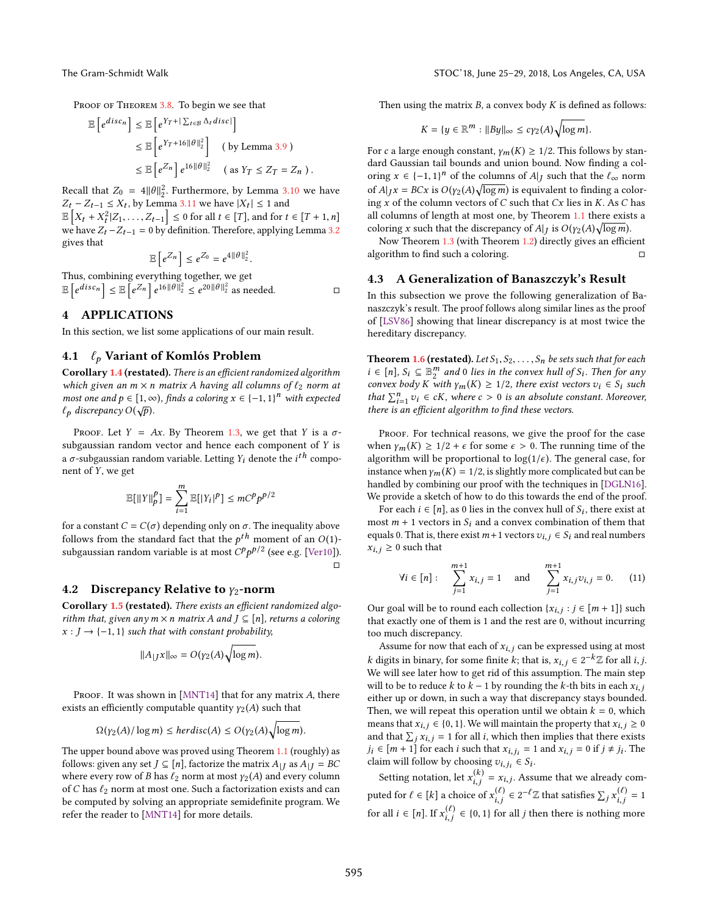Proof of Theorem 3.8. To begin we see that

$$\mathbb{E}\left[e^{disc_n}\right] \leq \mathbb{E}\left[e^{Y_T + |\sum_{t\in\mathcal{B}} \Delta_t disc|}\right]$$
$$\leq \mathbb{E}\left[e^{Y_T + 16\|\theta\|_2^2}\right] \quad (\text{ by Lemma 3.9 })$$
$$\leq \mathbb{E}\left[e^{Z_n}\right] e^{16\|\theta\|_2^2} \quad (\text{ as } Y_T \leq Z_T = Z_n \text{ }).$$

Recall that $Z_0 = 4\|\theta\|_2^2$. Furthermore, by Lemma 3.10 we have $Z_t - Z_{t-1} \leq X_t$, by Lemma 3.11 we have $|X_t| \leq 1$ and $\mathbb{E}\left[X_t + X_t^2 | Z_1, \ldots, Z_{t-1}\right] \leq 0$ for all $t \in [T]$, and for $t \in [T+1, n]$ we have $Z_t - Z_{t-1} = 0$ by definition. Therefore, applying Lemma 3.2 gives that

$$\mathbb{E}\left[e^{Z_n}\right] \leq e^{Z_0} = e^{4\|\theta\|_2^2}.$$

Thus, combining everything together, we get $\mathbb{E}\left[e^{disc_n}\right] \leq \mathbb{E}\left[e^{Z_n}\right] e^{16\|\theta\|_2^2} \leq e^{20\|\theta\|_2^2}$ as needed. □

## 4 APPLICATIONS

In this section, we list some applications of our main result.

### 4.1 $\ell_p$ Variant of Komlós Problem

**Corollary 1.4 (restated).** *There is an efficient randomized algorithm which given an $m \times n$ matrix $A$ having all columns of $\ell_2$ norm at most one and $p \in [1, \infty)$, finds a coloring $x \in \{-1, 1\}^n$ with expected $\ell_p$ discrepancy $O(\sqrt{p})$.*

Proof. Let $Y = Ax$. By Theorem 1.3, we get that $Y$ is a $\sigma$-subgaussian random vector and hence each component of $Y$ is a $\sigma$-subgaussian random variable. Letting $Y_i$ denote the $i^{th}$ component of $Y$, we get

$$\mathbb{E}[\|Y\|_p^p] = \sum_{i=1}^{m} \mathbb{E}[|Y_i|^p] \leq mC^p p^{p/2}$$

for a constant $C = C(\sigma)$ depending only on $\sigma$. The inequality above follows from the standard fact that the $p^{th}$ moment of an $O(1)$-subgaussian random variable is at most $C^p p^{p/2}$ (see e.g. [Ver10]). □

### 4.2 Discrepancy Relative to $\gamma_2$-norm

**Corollary 1.5 (restated).** *There exists an efficient randomized algorithm that, given any $m \times n$ matrix $A$ and $J \subseteq [n]$, returns a coloring $x : J \to \{-1, 1\}$ such that with constant probability,*

$$\|A_{|J} x\|_\infty = O(\gamma_2(A)\sqrt{\log m}).$$

Proof. It was shown in [MNT14] that for any matrix $A$, there exists an efficiently computable quantity $\gamma_2(A)$ such that

$$\Omega(\gamma_2(A)/\log m) \leq herdisc(A) \leq O(\gamma_2(A)\sqrt{\log m}).$$

The upper bound above was proved using Theorem 1.1 (roughly) as follows: given any set $J \subseteq [n]$, factorize the matrix $A_{|J}$ as $A_{|J} = BC$ where every row of $B$ has $\ell_2$ norm at most $\gamma_2(A)$ and every column of $C$ has $\ell_2$ norm at most one. Such a factorization exists and can be computed by solving an appropriate semidefinite program. We refer the reader to [MNT14] for more details.

Then using the matrix $B$, a convex body $K$ is defined as follows:

$$K = \{y \in \mathbb{R}^m : \|By\|_\infty \leq c\gamma_2(A)\sqrt{\log m}\}.$$

For $c$ a large enough constant, $\gamma_m(K) \geq 1/2$. This follows by standard Gaussian tail bounds and union bound. Now finding a coloring $x \in \{-1, 1\}^n$ of the columns of $A|_J$ such that the $\ell_\infty$ norm of $A|_J x = BCx$ is $O(\gamma_2(A)\sqrt{\log m})$ is equivalent to finding a coloring $x$ of the column vectors of $C$ such that $Cx$ lies in $K$. As $C$ has all columns of length at most one, by Theorem 1.1 there exists a coloring $x$ such that the discrepancy of $A|_J$ is $O(\gamma_2(A)\sqrt{\log m})$.

Now Theorem 1.3 (with Theorem 1.2) directly gives an efficient algorithm to find such a coloring. □

### 4.3 A Generalization of Banaszczyk's Result

In this subsection we prove the following generalization of Banaszczyk's result. The proof follows along similar lines as the proof of [LSV86] showing that linear discrepancy is at most twice the hereditary discrepancy.

**Theorem 1.6 (restated).** *Let $S_1, S_2, \ldots, S_n$ be sets such that for each $i \in [n]$, $S_i \subseteq \mathbb{B}_2^m$ and 0 lies in the convex hull of $S_i$. Then for any convex body $K$ with $\gamma_m(K) \geq 1/2$, there exist vectors $v_i \in S_i$ such that $\sum_{i=1}^n v_i \in cK$, where $c > 0$ is an absolute constant. Moreover, there is an efficient algorithm to find these vectors.*

Proof. For technical reasons, we give the proof for the case when $\gamma_m(K) \geq 1/2 + \epsilon$ for some $\epsilon > 0$. The running time of the algorithm will be proportional to $\log(1/\epsilon)$. The general case, for instance when $\gamma_m(K) = 1/2$, is slightly more complicated but can be handled by combining our proof with the techniques in [DGLN16]. We provide a sketch of how to do this towards the end of the proof.

For each $i \in [n]$, as 0 lies in the convex hull of $S_i$, there exist at most $m+1$ vectors in $S_i$ and a convex combination of them that equals 0. That is, there exist $m+1$ vectors $v_{i,j} \in S_i$ and real numbers $x_{i,j} \geq 0$ such that

$$\forall i \in [n] : \quad \sum_{j=1}^{m+1} x_{i,j} = 1 \quad \text{and} \quad \sum_{j=1}^{m+1} x_{i,j} v_{i,j} = 0. \tag{11}$$

Our goal will be to round each collection $\{x_{i,j} : j \in [m+1]\}$ such that exactly one of them is 1 and the rest are 0, without incurring too much discrepancy.

Assume for now that each of $x_{i,j}$ can be expressed using at most $k$ digits in binary, for some finite $k$; that is, $x_{i,j} \in 2^{-k}\mathbb{Z}$ for all $i, j$. We will see later how to get rid of this assumption. The main step will to be to reduce $k$ to $k-1$ by rounding the $k$-th bits in each $x_{i,j}$ either up or down, in such a way that discrepancy stays bounded. Then, we will repeat this operation until we obtain $k = 0$, which means that $x_{i,j} \in \{0, 1\}$. We will maintain the property that $x_{i,j} \geq 0$ and that $\sum_j x_{i,j} = 1$ for all $i$, which then implies that there exists $j_i \in [m+1]$ for each $i$ such that $x_{i,j_i} = 1$ and $x_{i,j} = 0$ if $j \neq j_i$. The claim will follow by choosing $v_{i,j_i} \in S_i$.

Setting notation, let $x_{i,j}^{(k)} = x_{i,j}$. Assume that we already computed for $\ell \in [k]$ a choice of $x_{i,j}^{(\ell)} \in 2^{-\ell}\mathbb{Z}$ that satisfies $\sum_j x_{i,j}^{(\ell)} = 1$ for all $i \in [n]$. If $x_{i,j}^{(\ell)} \in \{0, 1\}$ for all $j$ then there is nothing more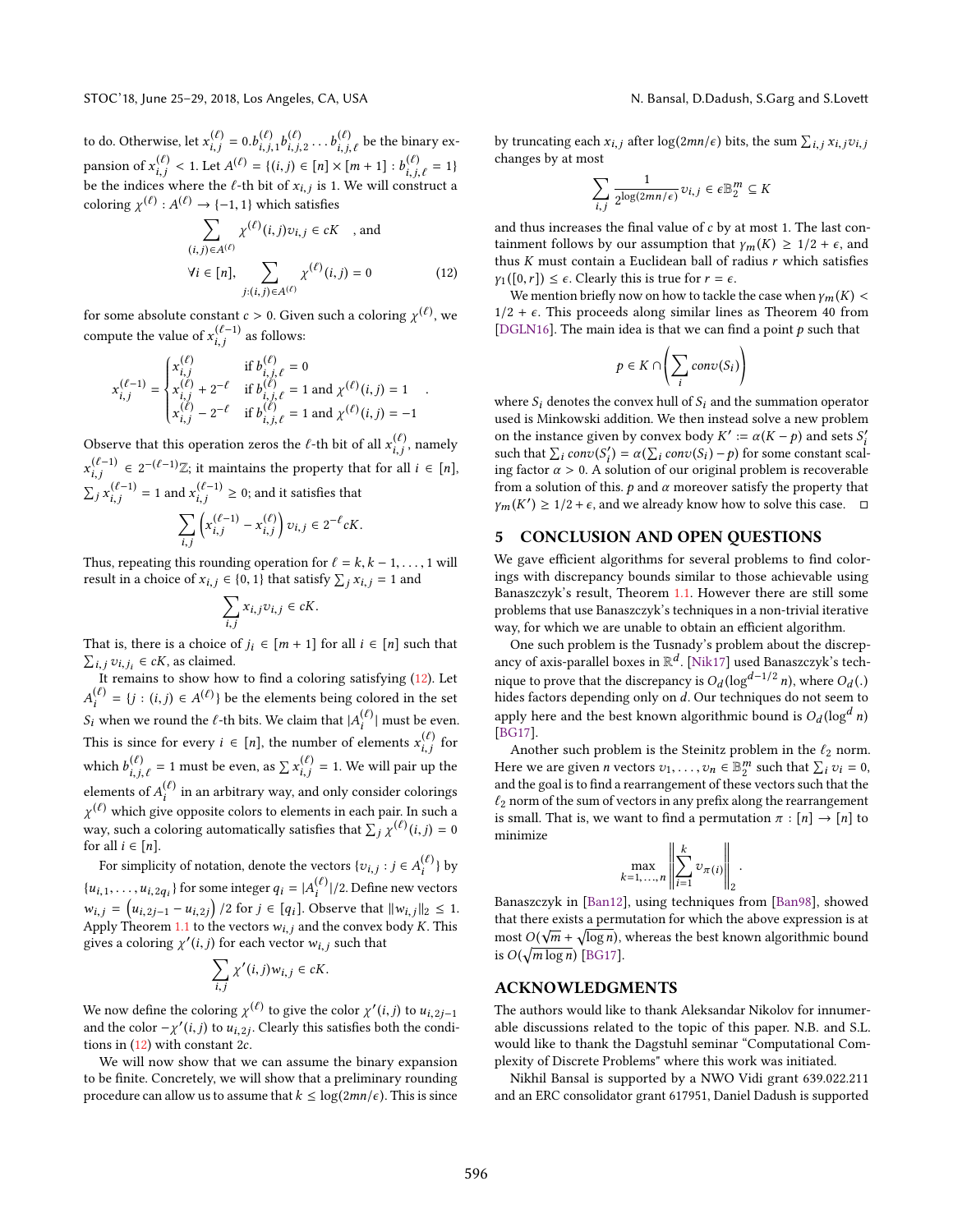to do. Otherwise, let $x_{i,j}^{(\ell)} = 0.b_{i,j,1}^{(\ell)} b_{i,j,2}^{(\ell)} \dots b_{i,j,\ell}^{(\ell)}$ be the binary expansion of $x_{i,j}^{(\ell)} < 1$. Let $A^{(\ell)} = \{(i,j) \in [n] \times [m+1] : b_{i,j,\ell}^{(\ell)} = 1\}$ be the indices where the $\ell$-th bit of $x_{i,j}$ is 1. We will construct a coloring $\chi^{(\ell)} : A^{(\ell)} \to \{-1, 1\}$ which satisfies

$$\sum_{(i,j) \in A^{(\ell)}} \chi^{(\ell)}(i,j) v_{i,j} \in cK \quad \text{, and}$$

$$\forall i \in [n], \quad \sum_{j:(i,j) \in A^{(\ell)}} \chi^{(\ell)}(i,j) = 0 \tag{12}$$

for some absolute constant $c > 0$. Given such a coloring $\chi^{(\ell)}$, we compute the value of $x_{i,j}^{(\ell-1)}$ as follows:

$$x_{i,j}^{(\ell-1)} = \begin{cases} x_{i,j}^{(\ell)} & \text{if } b_{i,j,\ell}^{(\ell)} = 0 \\ x_{i,j}^{(\ell)} + 2^{-\ell} & \text{if } b_{i,j,\ell}^{(\ell)} = 1 \text{ and } \chi^{(\ell)}(i,j) = 1 \\ x_{i,j}^{(\ell)} - 2^{-\ell} & \text{if } b_{i,j,\ell}^{(\ell)} = 1 \text{ and } \chi^{(\ell)}(i,j) = -1 \end{cases} .$$

Observe that this operation zeros the $\ell$-th bit of all $x_{i,j}^{(\ell)}$, namely $x_{i,j}^{(\ell-1)} \in 2^{-(\ell-1)}\mathbb{Z}$; it maintains the property that for all $i \in [n]$, $\sum_j x_{i,j}^{(\ell-1)} = 1$ and $x_{i,j}^{(\ell-1)} \geq 0$; and it satisfies that

$$\sum_{i,j} \left( x_{i,j}^{(\ell-1)} - x_{i,j}^{(\ell)} \right) v_{i,j} \in 2^{-\ell} cK.$$

Thus, repeating this rounding operation for $\ell = k, k-1, \dots, 1$ will result in a choice of $x_{i,j} \in \{0, 1\}$ that satisfy $\sum_j x_{i,j} = 1$ and

$$\sum_{i,j} x_{i,j} v_{i,j} \in cK.$$

That is, there is a choice of $j_i \in [m+1]$ for all $i \in [n]$ such that $\sum_{i,j} v_{i,j_i} \in cK$, as claimed.

It remains to show how to find a coloring satisfying (12). Let $A_i^{(\ell)} = \{j : (i,j) \in A^{(\ell)}\}$ be the elements being colored in the set $S_i$ when we round the $\ell$-th bits. We claim that $|A_i^{(\ell)}|$ must be even. This is since for every $i \in [n]$, the number of elements $x_{i,j}^{(\ell)}$ for which $b_{i,j,\ell}^{(\ell)} = 1$ must be even, as $\sum x_{i,j}^{(\ell)} = 1$. We will pair up the elements of $A_i^{(\ell)}$ in an arbitrary way, and only consider colorings $\chi^{(\ell)}$ which give opposite colors to elements in each pair. In such a way, such a coloring automatically satisfies that $\sum_j \chi^{(\ell)}(i,j) = 0$ for all $i \in [n]$.

For simplicity of notation, denote the vectors $\{v_{i,j} : j \in A_i^{(\ell)}\}$ by $\{u_{i,1}, \dots, u_{i,2q_i}\}$ for some integer $q_i = |A_i^{(\ell)}|/2$. Define new vectors $w_{i,j} = \left(u_{i,2j-1} - u_{i,2j}\right)/2$ for $j \in [q_i]$. Observe that $\|w_{i,j}\|_2 \leq 1$. Apply Theorem 1.1 to the vectors $w_{i,j}$ and the convex body $K$. This gives a coloring $\chi'(i,j)$ for each vector $w_{i,j}$ such that

$$\sum_{i,j} \chi'(i,j) w_{i,j} \in cK.$$

We now define the coloring $\chi^{(\ell)}$ to give the color $\chi'(i,j)$ to $u_{i,2j-1}$ and the color $-\chi'(i,j)$ to $u_{i,2j}$. Clearly this satisfies both the conditions in (12) with constant $2c$.

We will now show that we can assume the binary expansion to be finite. Concretely, we will show that a preliminary rounding procedure can allow us to assume that $k \leq \log(2mn/\epsilon)$. This is since by truncating each $x_{i,j}$ after $\log(2mn/\epsilon)$ bits, the sum $\sum_{i,j} x_{i,j} v_{i,j}$ changes by at most

$$\sum_{i,j} \frac{1}{2^{\log(2mn/\epsilon)}} v_{i,j} \in \epsilon \mathbb{B}_2^m \subseteq K$$

and thus increases the final value of $c$ by at most 1. The last containment follows by our assumption that $\gamma_m(K) \geq 1/2 + \epsilon$, and thus $K$ must contain a Euclidean ball of radius $r$ which satisfies $\gamma_1([0,r]) \leq \epsilon$. Clearly this is true for $r = \epsilon$.

We mention briefly now on how to tackle the case when $\gamma_m(K) < 1/2 + \epsilon$. This proceeds along similar lines as Theorem 40 from [DGLN16]. The main idea is that we can find a point $p$ such that

$$p \in K \cap \left( \sum_i conv(S_i) \right)$$

where $S_i$ denotes the convex hull of $S_i$ and the summation operator used is Minkowski addition. We then instead solve a new problem on the instance given by convex body $K' := \alpha(K - p)$ and sets $S_i'$ such that $\sum_i conv(S_i') = \alpha(\sum_i conv(S_i) - p)$ for some constant scaling factor $\alpha > 0$. A solution of our original problem is recoverable from a solution of this. $p$ and $\alpha$ moreover satisfy the property that $\gamma_m(K') \geq 1/2 + \epsilon$, and we already know how to solve this case. □

## 5 CONCLUSION AND OPEN QUESTIONS

We gave efficient algorithms for several problems to find colorings with discrepancy bounds similar to those achievable using Banaszczyk's result, Theorem 1.1. However there are still some problems that use Banaszczyk's techniques in a non-trivial iterative way, for which we are unable to obtain an efficient algorithm.

One such problem is the Tusnady's problem about the discrepancy of axis-parallel boxes in $\mathbb{R}^d$. [Nik17] used Banaszczyk's technique to prove that the discrepancy is $O_d(\log^{d-1/2} n)$, where $O_d(.)$ hides factors depending only on $d$. Our techniques do not seem to apply here and the best known algorithmic bound is $O_d(\log^d n)$ [BG17].

Another such problem is the Steinitz problem in the $\ell_2$ norm. Here we are given $n$ vectors $v_1, \dots, v_n \in \mathbb{B}_2^m$ such that $\sum_i v_i = 0$, and the goal is to find a rearrangement of these vectors such that the $\ell_2$ norm of the sum of vectors in any prefix along the rearrangement is small. That is, we want to find a permutation $\pi : [n] \to [n]$ to minimize

$$\max_{k=1,\dots,n} \left\| \sum_{i=1}^{k} v_{\pi(i)} \right\|_2 .$$

Banaszczyk in [Ban12], using techniques from [Ban98], showed that there exists a permutation for which the above expression is at most $O(\sqrt{m} + \sqrt{\log n})$, whereas the best known algorithmic bound is $O(\sqrt{m \log n})$ [BG17].

## ACKNOWLEDGMENTS

The authors would like to thank Aleksandar Nikolov for innumerable discussions related to the topic of this paper. N.B. and S.L. would like to thank the Dagstuhl seminar "Computational Complexity of Discrete Problems" where this work was initiated.

Nikhil Bansal is supported by a NWO Vidi grant 639.022.211 and an ERC consolidator grant 617951, Daniel Dadush is supported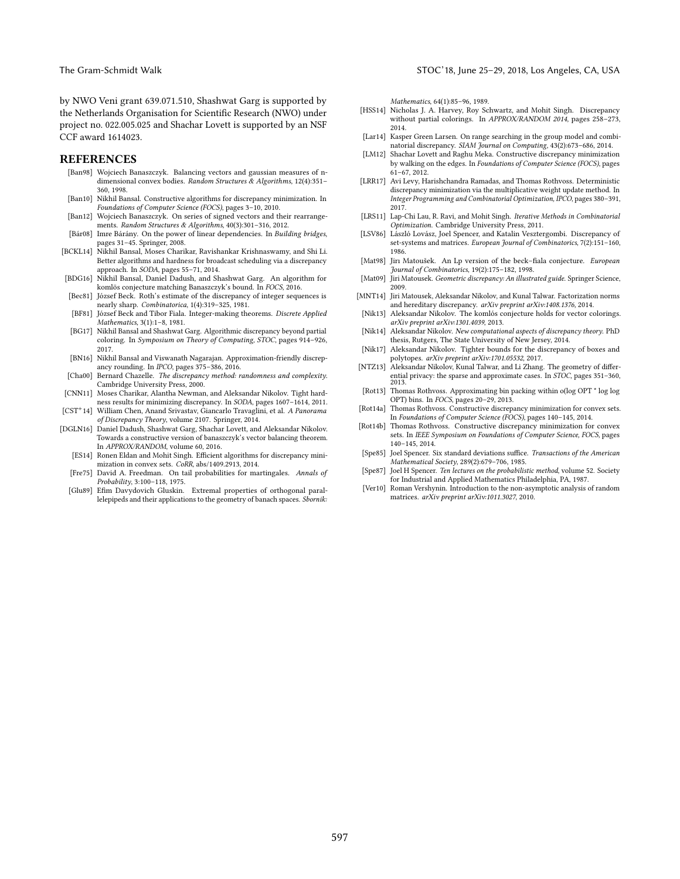by NWO Veni grant 639.071.510, Shashwat Garg is supported by the Netherlands Organisation for Scientific Research (NWO) under project no. 022.005.025 and Shachar Lovett is supported by an NSF CCF award 1614023.

## REFERENCES

- [Ban98] Wojciech Banaszczyk. Balancing vectors and gaussian measures of n-dimensional convex bodies. *Random Structures & Algorithms*, 12(4):351–360, 1998.
- [Ban10] Nikhil Bansal. Constructive algorithms for discrepancy minimization. In *Foundations of Computer Science (FOCS)*, pages 3–10, 2010.
- [Ban12] Wojciech Banaszczyk. On series of signed vectors and their rearrangements. *Random Structures & Algorithms*, 40(3):301–316, 2012.
- [Bár08] Imre Bárány. On the power of linear dependencies. In *Building bridges*, pages 31–45. Springer, 2008.
- [BCKL14] Nikhil Bansal, Moses Charikar, Ravishankar Krishnaswamy, and Shi Li. Better algorithms and hardness for broadcast scheduling via a discrepancy approach. In *SODA*, pages 55–71, 2014.
- [BDG16] Nikhil Bansal, Daniel Dadush, and Shashwat Garg. An algorithm for komlós conjecture matching Banaszczyk's bound. In *FOCS*, 2016.
- [Bec81] József Beck. Roth's estimate of the discrepancy of integer sequences is nearly sharp. *Combinatorica*, 1(4):319–325, 1981.
- [BF81] József Beck and Tibor Fiala. Integer-making theorems. *Discrete Applied Mathematics*, 3(1):1–8, 1981.
- [BG17] Nikhil Bansal and Shashwat Garg. Algorithmic discrepancy beyond partial coloring. In *Symposium on Theory of Computing, STOC*, pages 914–926, 2017.
- [BN16] Nikhil Bansal and Viswanath Nagarajan. Approximation-friendly discrepancy rounding. In *IPCO*, pages 375–386, 2016.
- [Cha00] Bernard Chazelle. *The discrepancy method: randomness and complexity*. Cambridge University Press, 2000.
- [CNN11] Moses Charikar, Alantha Newman, and Aleksandar Nikolov. Tight hardness results for minimizing discrepancy. In *SODA*, pages 1607–1614, 2011.
- [CST+14] William Chen, Anand Srivastav, Giancarlo Travaglini, et al. *A Panorama of Discrepancy Theory*, volume 2107. Springer, 2014.
- [DGLN16] Daniel Dadush, Shashwat Garg, Shachar Lovett, and Aleksandar Nikolov. Towards a constructive version of banaszczyk's vector balancing theorem. In *APPROX/RANDOM*, volume 60, 2016.
- [ES14] Ronen Eldan and Mohit Singh. Efficient algorithms for discrepancy minimization in convex sets. *CoRR*, abs/1409.2913, 2014.
- [Fre75] David A. Freedman. On tail probabilities for martingales. *Annals of Probability*, 3:100–118, 1975.
- [Glu89] Efim Davydovich Gluskin. Extremal properties of orthogonal parallelepipeds and their applications to the geometry of banach spaces. *Sbornik: Mathematics*, 64(1):85–96, 1989.
- [HSS14] Nicholas J. A. Harvey, Roy Schwartz, and Mohit Singh. Discrepancy without partial colorings. In *APPROX/RANDOM 2014*, pages 258–273, 2014.
- [Lar14] Kasper Green Larsen. On range searching in the group model and combinatorial discrepancy. *SIAM Journal on Computing*, 43(2):673–686, 2014.
- [LM12] Shachar Lovett and Raghu Meka. Constructive discrepancy minimization by walking on the edges. In *Foundations of Computer Science (FOCS)*, pages 61–67, 2012.
- [LRR17] Avi Levy, Harishchandra Ramadas, and Thomas Rothvoss. Deterministic discrepancy minimization via the multiplicative weight update method. In *Integer Programming and Combinatorial Optimization, IPCO*, pages 380–391, 2017.
- [LRS11] Lap-Chi Lau, R. Ravi, and Mohit Singh. *Iterative Methods in Combinatorial Optimization*. Cambridge University Press, 2011.
- [LSV86] László Lovász, Joel Spencer, and Katalin Vesztergombi. Discrepancy of set-systems and matrices. *European Journal of Combinatorics*, 7(2):151–160, 1986.
- [Mat98] Jiri Matoušek. An Lp version of the beck–fiala conjecture. *European Journal of Combinatorics*, 19(2):175–182, 1998.
- [Mat09] Jiri Matousek. *Geometric discrepancy: An illustrated guide*. Springer Science, 2009.
- [MNT14] Jiri Matousek, Aleksandar Nikolov, and Kunal Talwar. Factorization norms and hereditary discrepancy. *arXiv preprint arXiv:1408.1376*, 2014.
- [Nik13] Aleksandar Nikolov. The komlós conjecture holds for vector colorings. *arXiv preprint arXiv:1301.4039*, 2013.
- [Nik14] Aleksandar Nikolov. *New computational aspects of discrepancy theory*. PhD thesis, Rutgers, The State University of New Jersey, 2014.
- [Nik17] Aleksandar Nikolov. Tighter bounds for the discrepancy of boxes and polytopes. *arXiv preprint arXiv:1701.05532*, 2017.
- [NTZ13] Aleksandar Nikolov, Kunal Talwar, and Li Zhang. The geometry of differential privacy: the sparse and approximate cases. In *STOC*, pages 351–360, 2013.
- [Rot13] Thomas Rothvoss. Approximating bin packing within o(log OPT * log log OPT) bins. In *FOCS*, pages 20–29, 2013.
- [Rot14a] Thomas Rothvoss. Constructive discrepancy minimization for convex sets. In *Foundations of Computer Science (FOCS)*, pages 140–145, 2014.
- [Rot14b] Thomas Rothvoss. Constructive discrepancy minimization for convex sets. In *IEEE Symposium on Foundations of Computer Science, FOCS*, pages 140–145, 2014.
- [Spe85] Joel Spencer. Six standard deviations suffice. *Transactions of the American Mathematical Society*, 289(2):679–706, 1985.
- [Spe87] Joel H Spencer. *Ten lectures on the probabilistic method*, volume 52. Society for Industrial and Applied Mathematics Philadelphia, PA, 1987.
- [Ver10] Roman Vershynin. Introduction to the non-asymptotic analysis of random matrices. *arXiv preprint arXiv:1011.3027*, 2010.